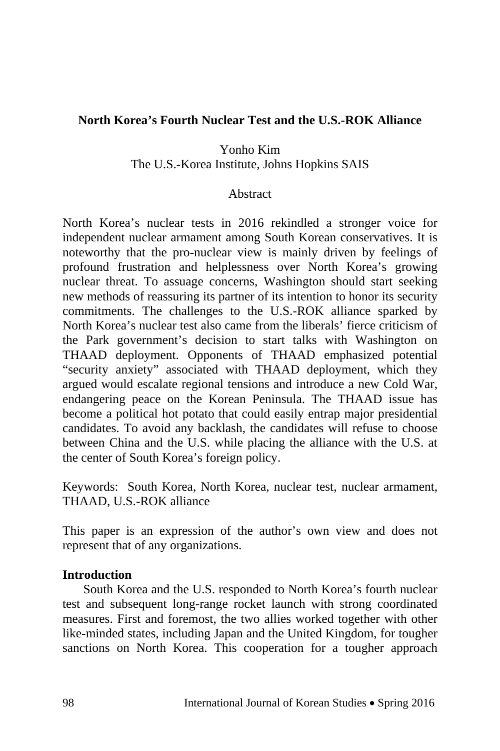# North Korea's Fourth Nuclear Test and the U.S.-ROK Alliance

Yonho Kim
The U.S.-Korea Institute, Johns Hopkins SAIS

Abstract

North Korea's nuclear tests in 2016 rekindled a stronger voice for independent nuclear armament among South Korean conservatives. It is noteworthy that the pro-nuclear view is mainly driven by feelings of profound frustration and helplessness over North Korea's growing nuclear threat. To assuage concerns, Washington should start seeking new methods of reassuring its partner of its intention to honor its security commitments. The challenges to the U.S.-ROK alliance sparked by North Korea's nuclear test also came from the liberals' fierce criticism of the Park government's decision to start talks with Washington on THAAD deployment. Opponents of THAAD emphasized potential "security anxiety" associated with THAAD deployment, which they argued would escalate regional tensions and introduce a new Cold War, endangering peace on the Korean Peninsula. The THAAD issue has become a political hot potato that could easily entrap major presidential candidates. To avoid any backlash, the candidates will refuse to choose between China and the U.S. while placing the alliance with the U.S. at the center of South Korea's foreign policy.

Keywords: South Korea, North Korea, nuclear test, nuclear armament, THAAD, U.S.-ROK alliance

This paper is an expression of the author's own view and does not represent that of any organizations.

## Introduction

South Korea and the U.S. responded to North Korea's fourth nuclear test and subsequent long-range rocket launch with strong coordinated measures. First and foremost, the two allies worked together with other like-minded states, including Japan and the United Kingdom, for tougher sanctions on North Korea. This cooperation for a tougher approach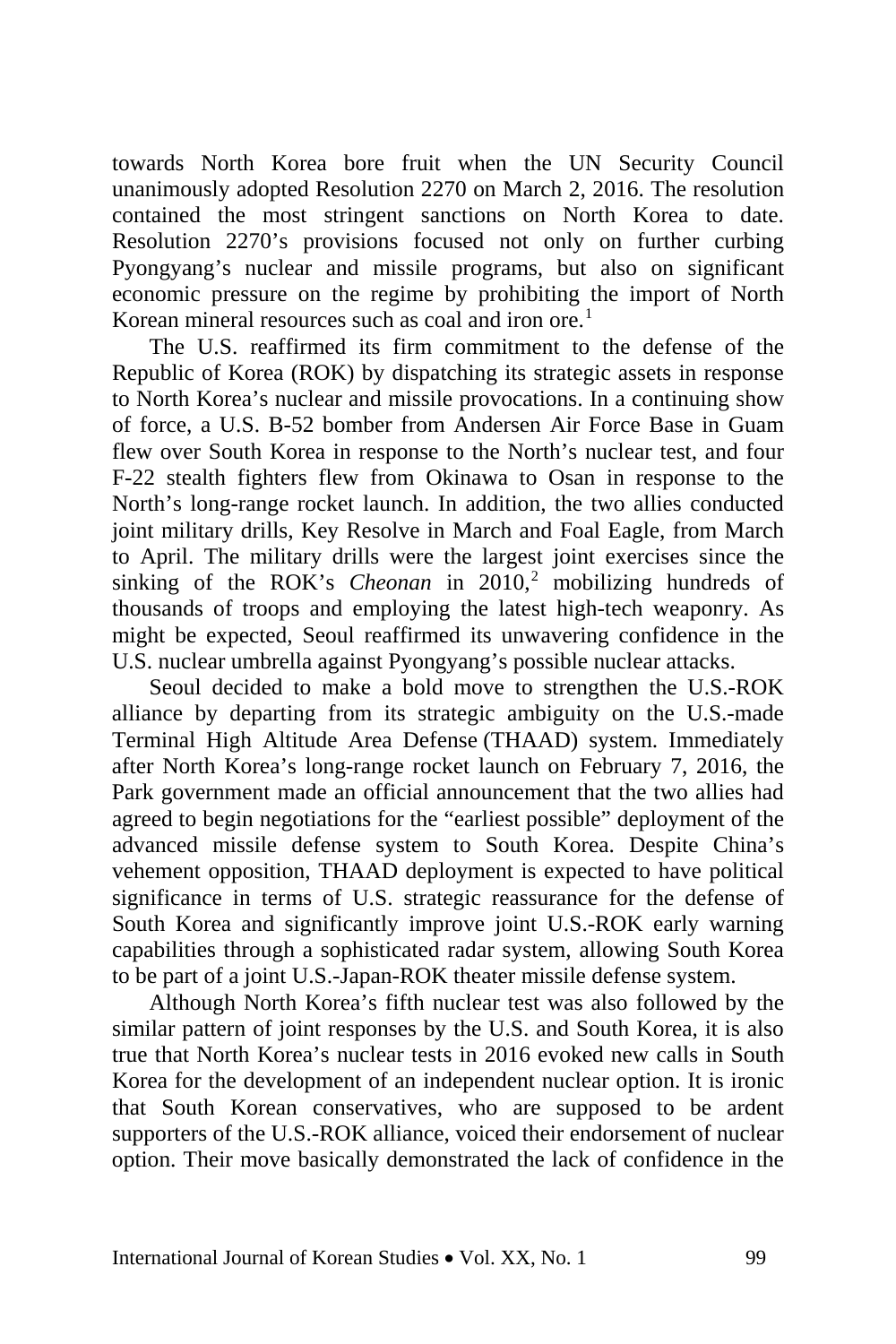towards North Korea bore fruit when the UN Security Council unanimously adopted Resolution 2270 on March 2, 2016. The resolution contained the most stringent sanctions on North Korea to date. Resolution 2270's provisions focused not only on further curbing Pyongyang's nuclear and missile programs, but also on significant economic pressure on the regime by prohibiting the import of North Korean mineral resources such as coal and iron ore.[1]

The U.S. reaffirmed its firm commitment to the defense of the Republic of Korea (ROK) by dispatching its strategic assets in response to North Korea's nuclear and missile provocations. In a continuing show of force, a U.S. B-52 bomber from Andersen Air Force Base in Guam flew over South Korea in response to the North's nuclear test, and four F-22 stealth fighters flew from Okinawa to Osan in response to the North's long-range rocket launch. In addition, the two allies conducted joint military drills, Key Resolve in March and Foal Eagle, from March to April. The military drills were the largest joint exercises since the sinking of the ROK's *Cheonan* in 2010,[2] mobilizing hundreds of thousands of troops and employing the latest high-tech weaponry. As might be expected, Seoul reaffirmed its unwavering confidence in the U.S. nuclear umbrella against Pyongyang's possible nuclear attacks.

Seoul decided to make a bold move to strengthen the U.S.-ROK alliance by departing from its strategic ambiguity on the U.S.-made Terminal High Altitude Area Defense (THAAD) system. Immediately after North Korea's long-range rocket launch on February 7, 2016, the Park government made an official announcement that the two allies had agreed to begin negotiations for the "earliest possible" deployment of the advanced missile defense system to South Korea. Despite China's vehement opposition, THAAD deployment is expected to have political significance in terms of U.S. strategic reassurance for the defense of South Korea and significantly improve joint U.S.-ROK early warning capabilities through a sophisticated radar system, allowing South Korea to be part of a joint U.S.-Japan-ROK theater missile defense system.

Although North Korea's fifth nuclear test was also followed by the similar pattern of joint responses by the U.S. and South Korea, it is also true that North Korea's nuclear tests in 2016 evoked new calls in South Korea for the development of an independent nuclear option. It is ironic that South Korean conservatives, who are supposed to be ardent supporters of the U.S.-ROK alliance, voiced their endorsement of nuclear option. Their move basically demonstrated the lack of confidence in the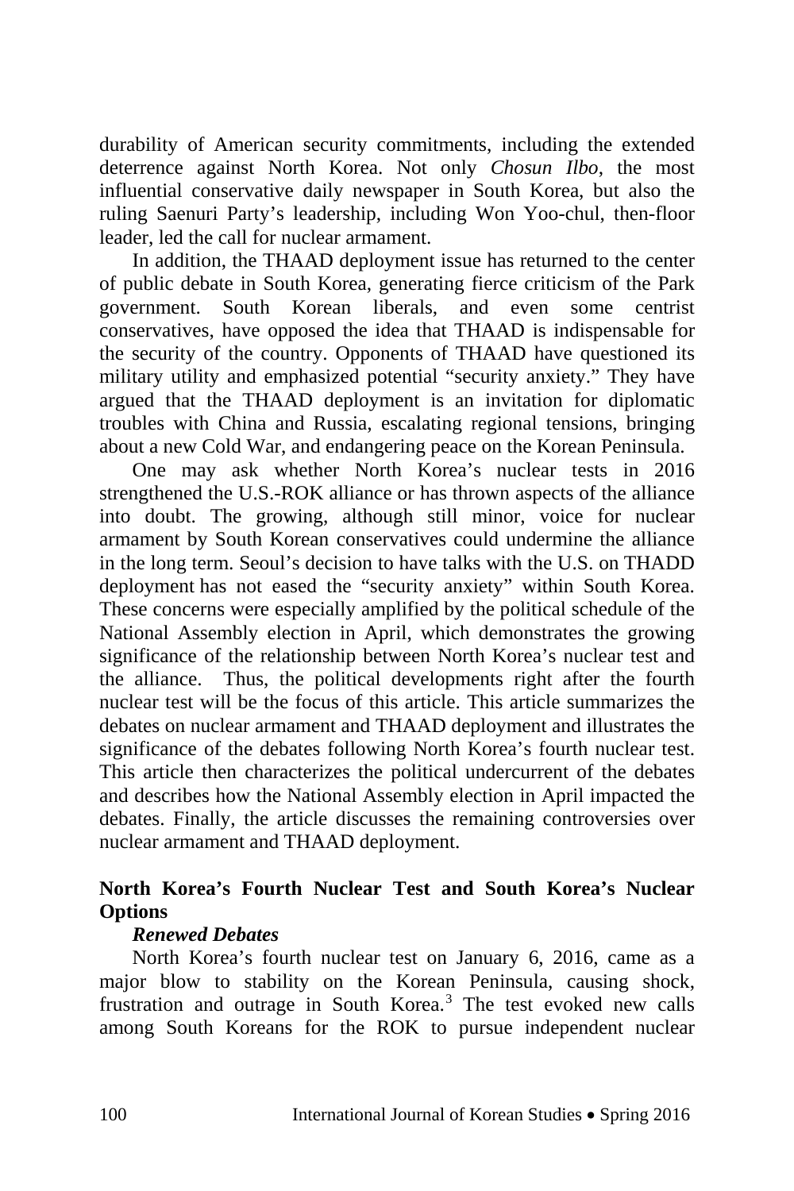durability of American security commitments, including the extended deterrence against North Korea. Not only *Chosun Ilbo*, the most influential conservative daily newspaper in South Korea, but also the ruling Saenuri Party's leadership, including Won Yoo-chul, then-floor leader, led the call for nuclear armament.

In addition, the THAAD deployment issue has returned to the center of public debate in South Korea, generating fierce criticism of the Park government. South Korean liberals, and even some centrist conservatives, have opposed the idea that THAAD is indispensable for the security of the country. Opponents of THAAD have questioned its military utility and emphasized potential "security anxiety." They have argued that the THAAD deployment is an invitation for diplomatic troubles with China and Russia, escalating regional tensions, bringing about a new Cold War, and endangering peace on the Korean Peninsula.

One may ask whether North Korea's nuclear tests in 2016 strengthened the U.S.-ROK alliance or has thrown aspects of the alliance into doubt. The growing, although still minor, voice for nuclear armament by South Korean conservatives could undermine the alliance in the long term. Seoul's decision to have talks with the U.S. on THADD deployment has not eased the "security anxiety" within South Korea. These concerns were especially amplified by the political schedule of the National Assembly election in April, which demonstrates the growing significance of the relationship between North Korea's nuclear test and the alliance. Thus, the political developments right after the fourth nuclear test will be the focus of this article. This article summarizes the debates on nuclear armament and THAAD deployment and illustrates the significance of the debates following North Korea's fourth nuclear test. This article then characterizes the political undercurrent of the debates and describes how the National Assembly election in April impacted the debates. Finally, the article discusses the remaining controversies over nuclear armament and THAAD deployment.

## North Korea's Fourth Nuclear Test and South Korea's Nuclear Options

### *Renewed Debates*

North Korea's fourth nuclear test on January 6, 2016, came as a major blow to stability on the Korean Peninsula, causing shock, frustration and outrage in South Korea.[3] The test evoked new calls among South Koreans for the ROK to pursue independent nuclear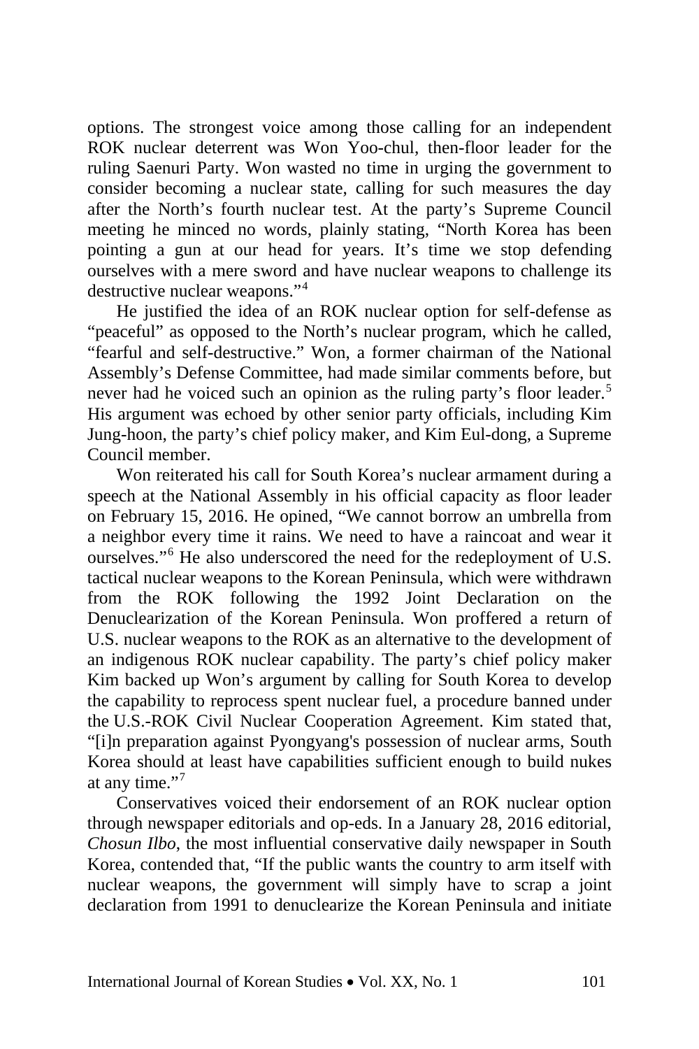options. The strongest voice among those calling for an independent ROK nuclear deterrent was Won Yoo-chul, then-floor leader for the ruling Saenuri Party. Won wasted no time in urging the government to consider becoming a nuclear state, calling for such measures the day after the North's fourth nuclear test. At the party's Supreme Council meeting he minced no words, plainly stating, "North Korea has been pointing a gun at our head for years. It's time we stop defending ourselves with a mere sword and have nuclear weapons to challenge its destructive nuclear weapons."[4]

He justified the idea of an ROK nuclear option for self-defense as "peaceful" as opposed to the North's nuclear program, which he called, "fearful and self-destructive." Won, a former chairman of the National Assembly's Defense Committee, had made similar comments before, but never had he voiced such an opinion as the ruling party's floor leader.[5] His argument was echoed by other senior party officials, including Kim Jung-hoon, the party's chief policy maker, and Kim Eul-dong, a Supreme Council member.

Won reiterated his call for South Korea's nuclear armament during a speech at the National Assembly in his official capacity as floor leader on February 15, 2016. He opined, "We cannot borrow an umbrella from a neighbor every time it rains. We need to have a raincoat and wear it ourselves."[6] He also underscored the need for the redeployment of U.S. tactical nuclear weapons to the Korean Peninsula, which were withdrawn from the ROK following the 1992 Joint Declaration on the Denuclearization of the Korean Peninsula. Won proffered a return of U.S. nuclear weapons to the ROK as an alternative to the development of an indigenous ROK nuclear capability. The party's chief policy maker Kim backed up Won's argument by calling for South Korea to develop the capability to reprocess spent nuclear fuel, a procedure banned under the U.S.-ROK Civil Nuclear Cooperation Agreement. Kim stated that, "[i]n preparation against Pyongyang's possession of nuclear arms, South Korea should at least have capabilities sufficient enough to build nukes at any time."[7]

Conservatives voiced their endorsement of an ROK nuclear option through newspaper editorials and op-eds. In a January 28, 2016 editorial, *Chosun Ilbo*, the most influential conservative daily newspaper in South Korea, contended that, "If the public wants the country to arm itself with nuclear weapons, the government will simply have to scrap a joint declaration from 1991 to denuclearize the Korean Peninsula and initiate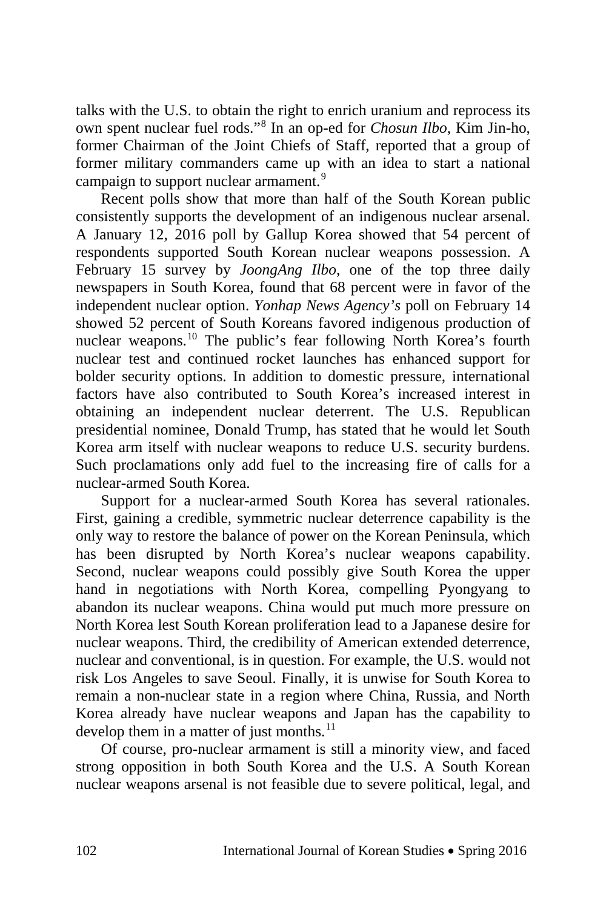talks with the U.S. to obtain the right to enrich uranium and reprocess its own spent nuclear fuel rods."[8] In an op-ed for *Chosun Ilbo*, Kim Jin-ho, former Chairman of the Joint Chiefs of Staff, reported that a group of former military commanders came up with an idea to start a national campaign to support nuclear armament.[9]

Recent polls show that more than half of the South Korean public consistently supports the development of an indigenous nuclear arsenal. A January 12, 2016 poll by Gallup Korea showed that 54 percent of respondents supported South Korean nuclear weapons possession. A February 15 survey by *JoongAng Ilbo*, one of the top three daily newspapers in South Korea, found that 68 percent were in favor of the independent nuclear option. *Yonhap News Agency's* poll on February 14 showed 52 percent of South Koreans favored indigenous production of nuclear weapons.[10] The public's fear following North Korea's fourth nuclear test and continued rocket launches has enhanced support for bolder security options. In addition to domestic pressure, international factors have also contributed to South Korea's increased interest in obtaining an independent nuclear deterrent. The U.S. Republican presidential nominee, Donald Trump, has stated that he would let South Korea arm itself with nuclear weapons to reduce U.S. security burdens. Such proclamations only add fuel to the increasing fire of calls for a nuclear-armed South Korea.

Support for a nuclear-armed South Korea has several rationales. First, gaining a credible, symmetric nuclear deterrence capability is the only way to restore the balance of power on the Korean Peninsula, which has been disrupted by North Korea's nuclear weapons capability. Second, nuclear weapons could possibly give South Korea the upper hand in negotiations with North Korea, compelling Pyongyang to abandon its nuclear weapons. China would put much more pressure on North Korea lest South Korean proliferation lead to a Japanese desire for nuclear weapons. Third, the credibility of American extended deterrence, nuclear and conventional, is in question. For example, the U.S. would not risk Los Angeles to save Seoul. Finally, it is unwise for South Korea to remain a non-nuclear state in a region where China, Russia, and North Korea already have nuclear weapons and Japan has the capability to develop them in a matter of just months.[11]

Of course, pro-nuclear armament is still a minority view, and faced strong opposition in both South Korea and the U.S. A South Korean nuclear weapons arsenal is not feasible due to severe political, legal, and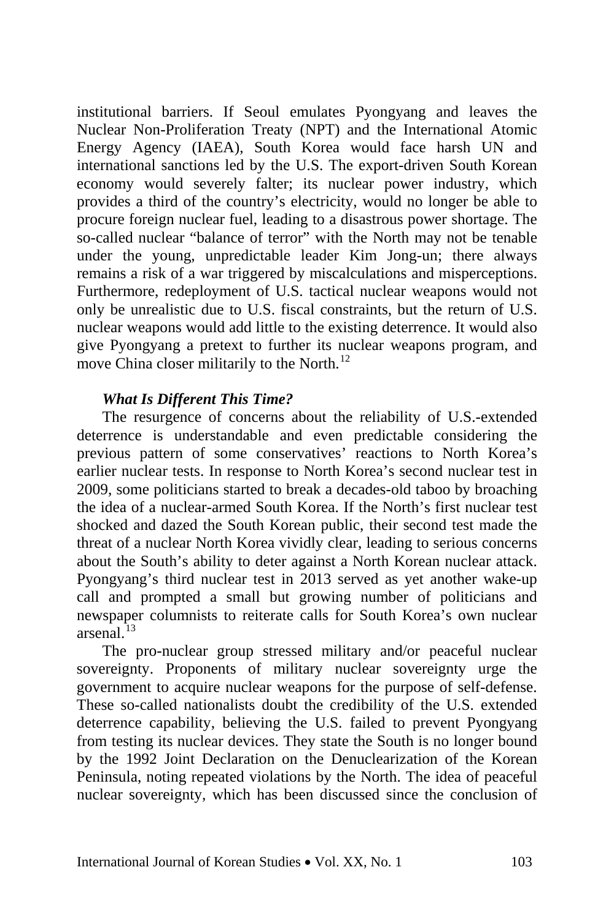institutional barriers. If Seoul emulates Pyongyang and leaves the Nuclear Non-Proliferation Treaty (NPT) and the International Atomic Energy Agency (IAEA), South Korea would face harsh UN and international sanctions led by the U.S. The export-driven South Korean economy would severely falter; its nuclear power industry, which provides a third of the country's electricity, would no longer be able to procure foreign nuclear fuel, leading to a disastrous power shortage. The so-called nuclear "balance of terror" with the North may not be tenable under the young, unpredictable leader Kim Jong-un; there always remains a risk of a war triggered by miscalculations and misperceptions. Furthermore, redeployment of U.S. tactical nuclear weapons would not only be unrealistic due to U.S. fiscal constraints, but the return of U.S. nuclear weapons would add little to the existing deterrence. It would also give Pyongyang a pretext to further its nuclear weapons program, and move China closer militarily to the North.[12]

***What Is Different This Time?***

The resurgence of concerns about the reliability of U.S.-extended deterrence is understandable and even predictable considering the previous pattern of some conservatives' reactions to North Korea's earlier nuclear tests. In response to North Korea's second nuclear test in 2009, some politicians started to break a decades-old taboo by broaching the idea of a nuclear-armed South Korea. If the North's first nuclear test shocked and dazed the South Korean public, their second test made the threat of a nuclear North Korea vividly clear, leading to serious concerns about the South's ability to deter against a North Korean nuclear attack. Pyongyang's third nuclear test in 2013 served as yet another wake-up call and prompted a small but growing number of politicians and newspaper columnists to reiterate calls for South Korea's own nuclear arsenal.[13]

The pro-nuclear group stressed military and/or peaceful nuclear sovereignty. Proponents of military nuclear sovereignty urge the government to acquire nuclear weapons for the purpose of self-defense. These so-called nationalists doubt the credibility of the U.S. extended deterrence capability, believing the U.S. failed to prevent Pyongyang from testing its nuclear devices. They state the South is no longer bound by the 1992 Joint Declaration on the Denuclearization of the Korean Peninsula, noting repeated violations by the North. The idea of peaceful nuclear sovereignty, which has been discussed since the conclusion of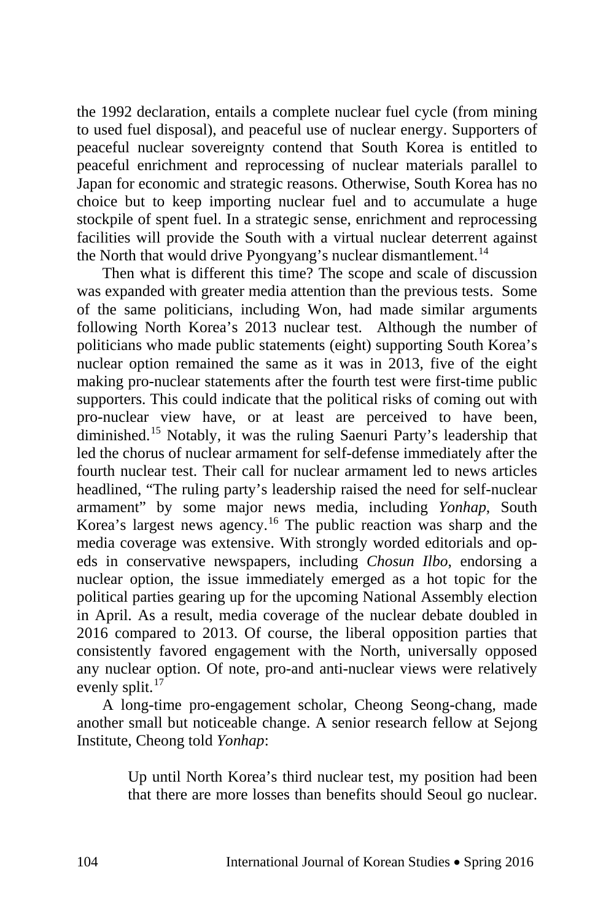the 1992 declaration, entails a complete nuclear fuel cycle (from mining to used fuel disposal), and peaceful use of nuclear energy. Supporters of peaceful nuclear sovereignty contend that South Korea is entitled to peaceful enrichment and reprocessing of nuclear materials parallel to Japan for economic and strategic reasons. Otherwise, South Korea has no choice but to keep importing nuclear fuel and to accumulate a huge stockpile of spent fuel. In a strategic sense, enrichment and reprocessing facilities will provide the South with a virtual nuclear deterrent against the North that would drive Pyongyang's nuclear dismantlement.[14]

Then what is different this time? The scope and scale of discussion was expanded with greater media attention than the previous tests. Some of the same politicians, including Won, had made similar arguments following North Korea's 2013 nuclear test. Although the number of politicians who made public statements (eight) supporting South Korea's nuclear option remained the same as it was in 2013, five of the eight making pro-nuclear statements after the fourth test were first-time public supporters. This could indicate that the political risks of coming out with pro-nuclear view have, or at least are perceived to have been, diminished.[15] Notably, it was the ruling Saenuri Party's leadership that led the chorus of nuclear armament for self-defense immediately after the fourth nuclear test. Their call for nuclear armament led to news articles headlined, "The ruling party's leadership raised the need for self-nuclear armament" by some major news media, including *Yonhap*, South Korea's largest news agency.[16] The public reaction was sharp and the media coverage was extensive. With strongly worded editorials and op-eds in conservative newspapers, including *Chosun Ilbo*, endorsing a nuclear option, the issue immediately emerged as a hot topic for the political parties gearing up for the upcoming National Assembly election in April. As a result, media coverage of the nuclear debate doubled in 2016 compared to 2013. Of course, the liberal opposition parties that consistently favored engagement with the North, universally opposed any nuclear option. Of note, pro-and anti-nuclear views were relatively evenly split.[17]

A long-time pro-engagement scholar, Cheong Seong-chang, made another small but noticeable change. A senior research fellow at Sejong Institute, Cheong told *Yonhap*:

> Up until North Korea's third nuclear test, my position had been that there are more losses than benefits should Seoul go nuclear.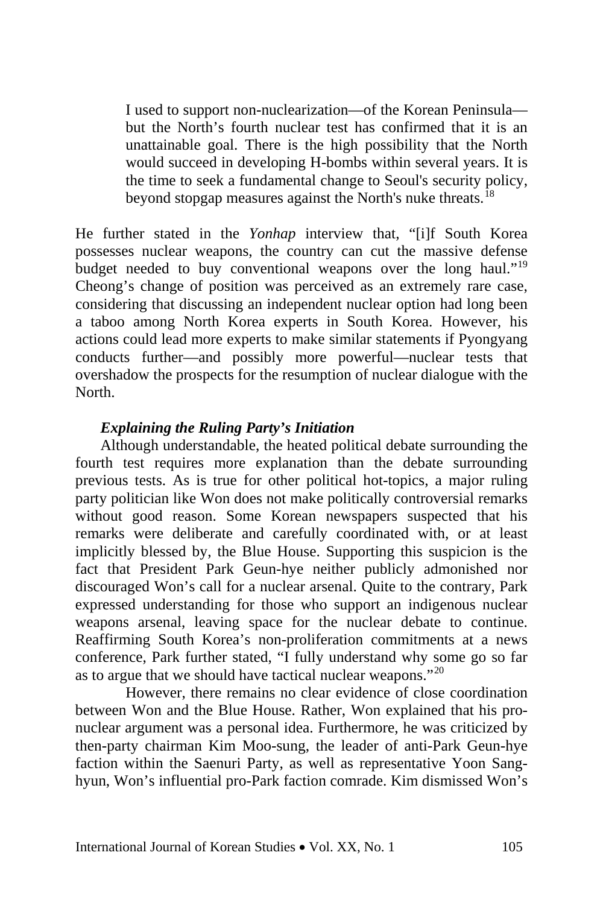> I used to support non-nuclearization—of the Korean Peninsula—but the North's fourth nuclear test has confirmed that it is an unattainable goal. There is the high possibility that the North would succeed in developing H-bombs within several years. It is the time to seek a fundamental change to Seoul's security policy, beyond stopgap measures against the North's nuke threats.[18]

He further stated in the *Yonhap* interview that, "[i]f South Korea possesses nuclear weapons, the country can cut the massive defense budget needed to buy conventional weapons over the long haul."[19] Cheong's change of position was perceived as an extremely rare case, considering that discussing an independent nuclear option had long been a taboo among North Korea experts in South Korea. However, his actions could lead more experts to make similar statements if Pyongyang conducts further—and possibly more powerful—nuclear tests that overshadow the prospects for the resumption of nuclear dialogue with the North.

### *Explaining the Ruling Party's Initiation*

Although understandable, the heated political debate surrounding the fourth test requires more explanation than the debate surrounding previous tests. As is true for other political hot-topics, a major ruling party politician like Won does not make politically controversial remarks without good reason. Some Korean newspapers suspected that his remarks were deliberate and carefully coordinated with, or at least implicitly blessed by, the Blue House. Supporting this suspicion is the fact that President Park Geun-hye neither publicly admonished nor discouraged Won's call for a nuclear arsenal. Quite to the contrary, Park expressed understanding for those who support an indigenous nuclear weapons arsenal, leaving space for the nuclear debate to continue. Reaffirming South Korea's non-proliferation commitments at a news conference, Park further stated, "I fully understand why some go so far as to argue that we should have tactical nuclear weapons."[20]

However, there remains no clear evidence of close coordination between Won and the Blue House. Rather, Won explained that his pro-nuclear argument was a personal idea. Furthermore, he was criticized by then-party chairman Kim Moo-sung, the leader of anti-Park Geun-hye faction within the Saenuri Party, as well as representative Yoon Sang-hyun, Won's influential pro-Park faction comrade. Kim dismissed Won's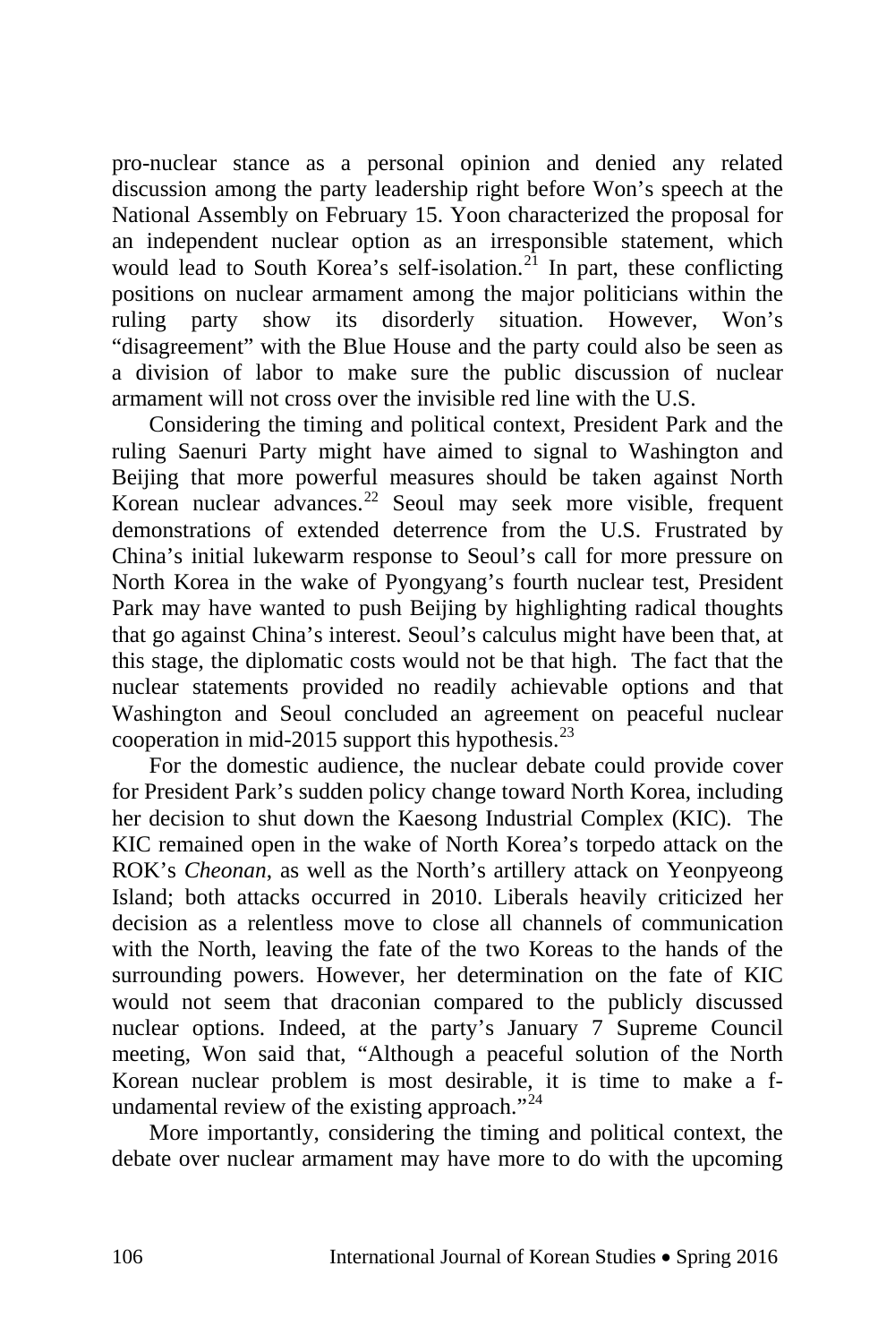pro-nuclear stance as a personal opinion and denied any related discussion among the party leadership right before Won's speech at the National Assembly on February 15. Yoon characterized the proposal for an independent nuclear option as an irresponsible statement, which would lead to South Korea's self-isolation.[21] In part, these conflicting positions on nuclear armament among the major politicians within the ruling party show its disorderly situation. However, Won's "disagreement" with the Blue House and the party could also be seen as a division of labor to make sure the public discussion of nuclear armament will not cross over the invisible red line with the U.S.

Considering the timing and political context, President Park and the ruling Saenuri Party might have aimed to signal to Washington and Beijing that more powerful measures should be taken against North Korean nuclear advances.[22] Seoul may seek more visible, frequent demonstrations of extended deterrence from the U.S. Frustrated by China's initial lukewarm response to Seoul's call for more pressure on North Korea in the wake of Pyongyang's fourth nuclear test, President Park may have wanted to push Beijing by highlighting radical thoughts that go against China's interest. Seoul's calculus might have been that, at this stage, the diplomatic costs would not be that high. The fact that the nuclear statements provided no readily achievable options and that Washington and Seoul concluded an agreement on peaceful nuclear cooperation in mid-2015 support this hypothesis.[23]

For the domestic audience, the nuclear debate could provide cover for President Park's sudden policy change toward North Korea, including her decision to shut down the Kaesong Industrial Complex (KIC). The KIC remained open in the wake of North Korea's torpedo attack on the ROK's *Cheonan*, as well as the North's artillery attack on Yeonpyeong Island; both attacks occurred in 2010. Liberals heavily criticized her decision as a relentless move to close all channels of communication with the North, leaving the fate of the two Koreas to the hands of the surrounding powers. However, her determination on the fate of KIC would not seem that draconian compared to the publicly discussed nuclear options. Indeed, at the party's January 7 Supreme Council meeting, Won said that, "Although a peaceful solution of the North Korean nuclear problem is most desirable, it is time to make a f-undamental review of the existing approach."[24]

More importantly, considering the timing and political context, the debate over nuclear armament may have more to do with the upcoming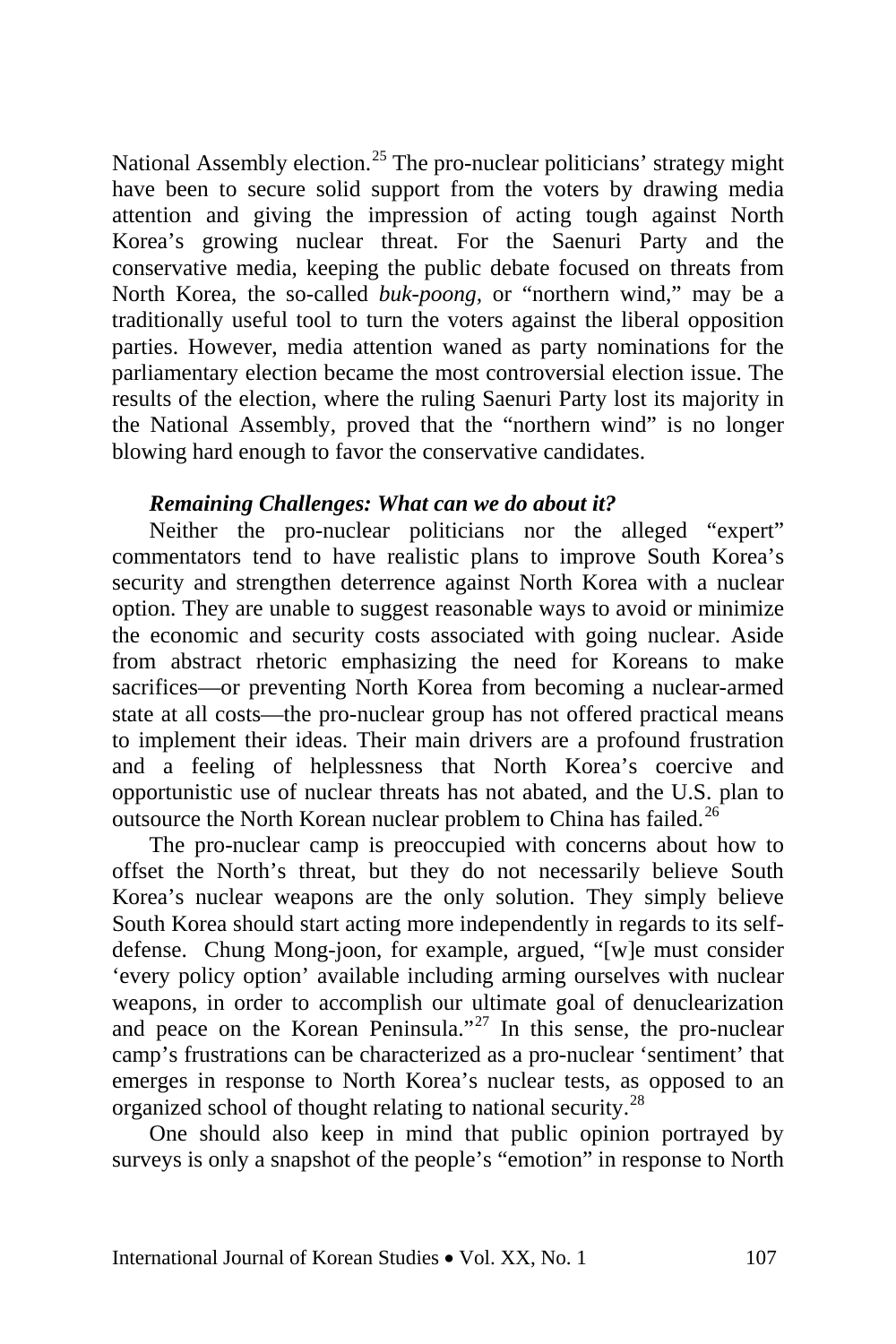National Assembly election.[25] The pro-nuclear politicians' strategy might have been to secure solid support from the voters by drawing media attention and giving the impression of acting tough against North Korea's growing nuclear threat. For the Saenuri Party and the conservative media, keeping the public debate focused on threats from North Korea, the so-called *buk-poong*, or "northern wind," may be a traditionally useful tool to turn the voters against the liberal opposition parties. However, media attention waned as party nominations for the parliamentary election became the most controversial election issue. The results of the election, where the ruling Saenuri Party lost its majority in the National Assembly, proved that the "northern wind" is no longer blowing hard enough to favor the conservative candidates.

***Remaining Challenges: What can we do about it?***

Neither the pro-nuclear politicians nor the alleged "expert" commentators tend to have realistic plans to improve South Korea's security and strengthen deterrence against North Korea with a nuclear option. They are unable to suggest reasonable ways to avoid or minimize the economic and security costs associated with going nuclear. Aside from abstract rhetoric emphasizing the need for Koreans to make sacrifices—or preventing North Korea from becoming a nuclear-armed state at all costs—the pro-nuclear group has not offered practical means to implement their ideas. Their main drivers are a profound frustration and a feeling of helplessness that North Korea's coercive and opportunistic use of nuclear threats has not abated, and the U.S. plan to outsource the North Korean nuclear problem to China has failed.[26]

The pro-nuclear camp is preoccupied with concerns about how to offset the North's threat, but they do not necessarily believe South Korea's nuclear weapons are the only solution. They simply believe South Korea should start acting more independently in regards to its self-defense. Chung Mong-joon, for example, argued, "[w]e must consider 'every policy option' available including arming ourselves with nuclear weapons, in order to accomplish our ultimate goal of denuclearization and peace on the Korean Peninsula."[27] In this sense, the pro-nuclear camp's frustrations can be characterized as a pro-nuclear 'sentiment' that emerges in response to North Korea's nuclear tests, as opposed to an organized school of thought relating to national security.[28]

One should also keep in mind that public opinion portrayed by surveys is only a snapshot of the people's "emotion" in response to North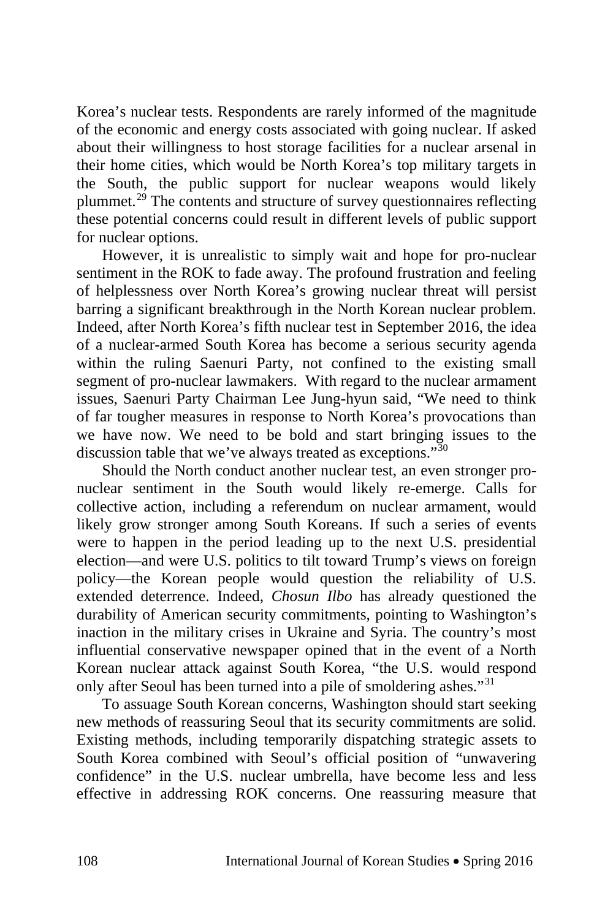Korea's nuclear tests. Respondents are rarely informed of the magnitude of the economic and energy costs associated with going nuclear. If asked about their willingness to host storage facilities for a nuclear arsenal in their home cities, which would be North Korea's top military targets in the South, the public support for nuclear weapons would likely plummet.[29] The contents and structure of survey questionnaires reflecting these potential concerns could result in different levels of public support for nuclear options.

However, it is unrealistic to simply wait and hope for pro-nuclear sentiment in the ROK to fade away. The profound frustration and feeling of helplessness over North Korea's growing nuclear threat will persist barring a significant breakthrough in the North Korean nuclear problem. Indeed, after North Korea's fifth nuclear test in September 2016, the idea of a nuclear-armed South Korea has become a serious security agenda within the ruling Saenuri Party, not confined to the existing small segment of pro-nuclear lawmakers. With regard to the nuclear armament issues, Saenuri Party Chairman Lee Jung-hyun said, "We need to think of far tougher measures in response to North Korea's provocations than we have now. We need to be bold and start bringing issues to the discussion table that we've always treated as exceptions."[30]

Should the North conduct another nuclear test, an even stronger pro-nuclear sentiment in the South would likely re-emerge. Calls for collective action, including a referendum on nuclear armament, would likely grow stronger among South Koreans. If such a series of events were to happen in the period leading up to the next U.S. presidential election—and were U.S. politics to tilt toward Trump's views on foreign policy—the Korean people would question the reliability of U.S. extended deterrence. Indeed, *Chosun Ilbo* has already questioned the durability of American security commitments, pointing to Washington's inaction in the military crises in Ukraine and Syria. The country's most influential conservative newspaper opined that in the event of a North Korean nuclear attack against South Korea, "the U.S. would respond only after Seoul has been turned into a pile of smoldering ashes."[31]

To assuage South Korean concerns, Washington should start seeking new methods of reassuring Seoul that its security commitments are solid. Existing methods, including temporarily dispatching strategic assets to South Korea combined with Seoul's official position of "unwavering confidence" in the U.S. nuclear umbrella, have become less and less effective in addressing ROK concerns. One reassuring measure that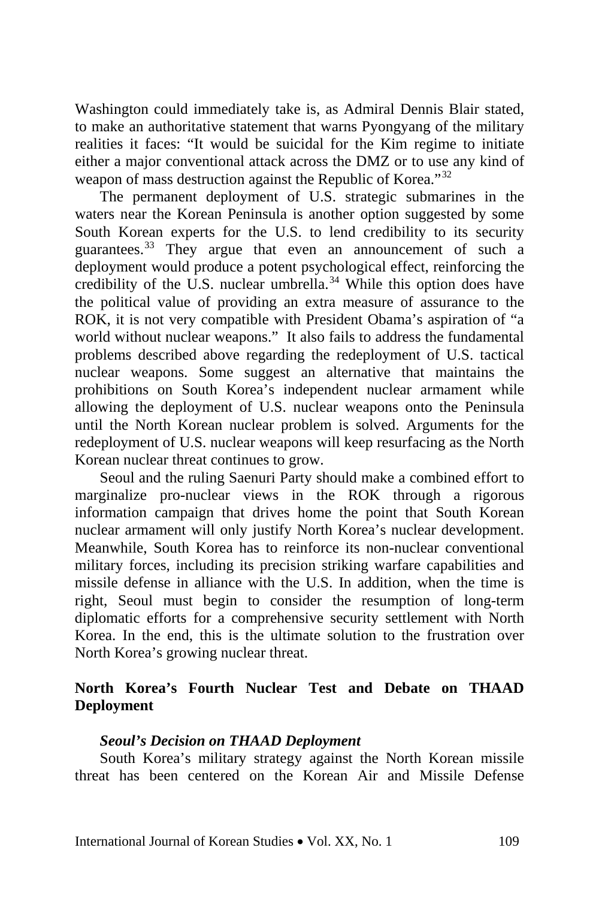Washington could immediately take is, as Admiral Dennis Blair stated, to make an authoritative statement that warns Pyongyang of the military realities it faces: “It would be suicidal for the Kim regime to initiate either a major conventional attack across the DMZ or to use any kind of weapon of mass destruction against the Republic of Korea.”[32]

The permanent deployment of U.S. strategic submarines in the waters near the Korean Peninsula is another option suggested by some South Korean experts for the U.S. to lend credibility to its security guarantees.[33] They argue that even an announcement of such a deployment would produce a potent psychological effect, reinforcing the credibility of the U.S. nuclear umbrella.[34] While this option does have the political value of providing an extra measure of assurance to the ROK, it is not very compatible with President Obama’s aspiration of “a world without nuclear weapons.” It also fails to address the fundamental problems described above regarding the redeployment of U.S. tactical nuclear weapons. Some suggest an alternative that maintains the prohibitions on South Korea’s independent nuclear armament while allowing the deployment of U.S. nuclear weapons onto the Peninsula until the North Korean nuclear problem is solved. Arguments for the redeployment of U.S. nuclear weapons will keep resurfacing as the North Korean nuclear threat continues to grow.

Seoul and the ruling Saenuri Party should make a combined effort to marginalize pro-nuclear views in the ROK through a rigorous information campaign that drives home the point that South Korean nuclear armament will only justify North Korea’s nuclear development. Meanwhile, South Korea has to reinforce its non-nuclear conventional military forces, including its precision striking warfare capabilities and missile defense in alliance with the U.S. In addition, when the time is right, Seoul must begin to consider the resumption of long-term diplomatic efforts for a comprehensive security settlement with North Korea. In the end, this is the ultimate solution to the frustration over North Korea’s growing nuclear threat.

## North Korea’s Fourth Nuclear Test and Debate on THAAD Deployment

### *Seoul’s Decision on THAAD Deployment*

South Korea’s military strategy against the North Korean missile threat has been centered on the Korean Air and Missile Defense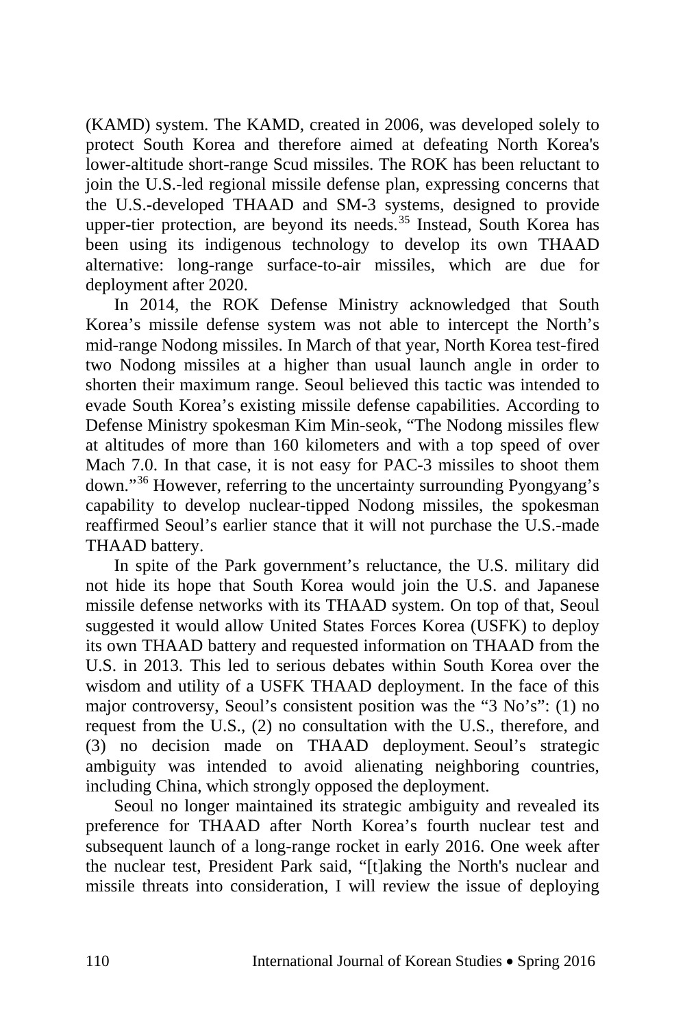(KAMD) system. The KAMD, created in 2006, was developed solely to protect South Korea and therefore aimed at defeating North Korea's lower-altitude short-range Scud missiles. The ROK has been reluctant to join the U.S.-led regional missile defense plan, expressing concerns that the U.S.-developed THAAD and SM-3 systems, designed to provide upper-tier protection, are beyond its needs.[35] Instead, South Korea has been using its indigenous technology to develop its own THAAD alternative: long-range surface-to-air missiles, which are due for deployment after 2020.

In 2014, the ROK Defense Ministry acknowledged that South Korea's missile defense system was not able to intercept the North's mid-range Nodong missiles. In March of that year, North Korea test-fired two Nodong missiles at a higher than usual launch angle in order to shorten their maximum range. Seoul believed this tactic was intended to evade South Korea's existing missile defense capabilities. According to Defense Ministry spokesman Kim Min-seok, "The Nodong missiles flew at altitudes of more than 160 kilometers and with a top speed of over Mach 7.0. In that case, it is not easy for PAC-3 missiles to shoot them down."[36] However, referring to the uncertainty surrounding Pyongyang's capability to develop nuclear-tipped Nodong missiles, the spokesman reaffirmed Seoul's earlier stance that it will not purchase the U.S.-made THAAD battery.

In spite of the Park government's reluctance, the U.S. military did not hide its hope that South Korea would join the U.S. and Japanese missile defense networks with its THAAD system. On top of that, Seoul suggested it would allow United States Forces Korea (USFK) to deploy its own THAAD battery and requested information on THAAD from the U.S. in 2013. This led to serious debates within South Korea over the wisdom and utility of a USFK THAAD deployment. In the face of this major controversy, Seoul's consistent position was the "3 No's": (1) no request from the U.S., (2) no consultation with the U.S., therefore, and (3) no decision made on THAAD deployment. Seoul's strategic ambiguity was intended to avoid alienating neighboring countries, including China, which strongly opposed the deployment.

Seoul no longer maintained its strategic ambiguity and revealed its preference for THAAD after North Korea's fourth nuclear test and subsequent launch of a long-range rocket in early 2016. One week after the nuclear test, President Park said, "[t]aking the North's nuclear and missile threats into consideration, I will review the issue of deploying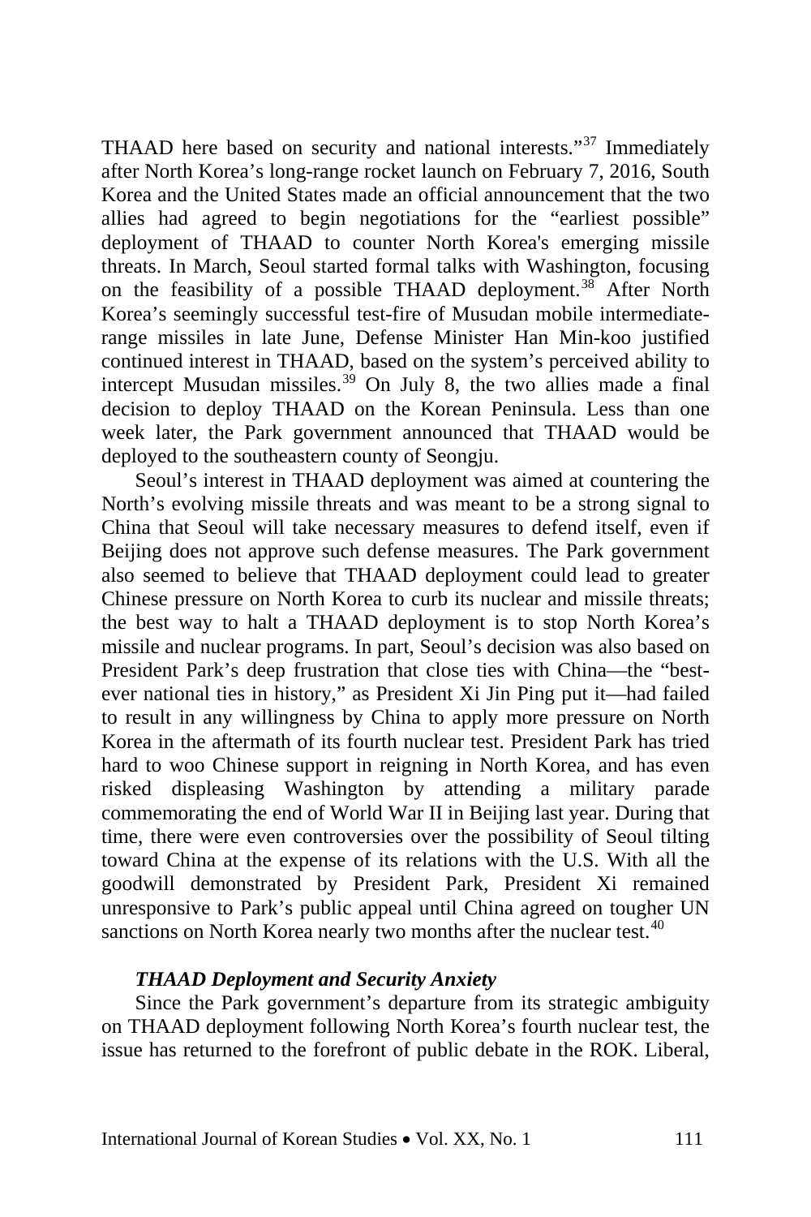THAAD here based on security and national interests."[37] Immediately after North Korea's long-range rocket launch on February 7, 2016, South Korea and the United States made an official announcement that the two allies had agreed to begin negotiations for the "earliest possible" deployment of THAAD to counter North Korea's emerging missile threats. In March, Seoul started formal talks with Washington, focusing on the feasibility of a possible THAAD deployment.[38] After North Korea's seemingly successful test-fire of Musudan mobile intermediate-range missiles in late June, Defense Minister Han Min-koo justified continued interest in THAAD, based on the system's perceived ability to intercept Musudan missiles.[39] On July 8, the two allies made a final decision to deploy THAAD on the Korean Peninsula. Less than one week later, the Park government announced that THAAD would be deployed to the southeastern county of Seongju.

Seoul's interest in THAAD deployment was aimed at countering the North's evolving missile threats and was meant to be a strong signal to China that Seoul will take necessary measures to defend itself, even if Beijing does not approve such defense measures. The Park government also seemed to believe that THAAD deployment could lead to greater Chinese pressure on North Korea to curb its nuclear and missile threats; the best way to halt a THAAD deployment is to stop North Korea's missile and nuclear programs. In part, Seoul's decision was also based on President Park's deep frustration that close ties with China—the "best-ever national ties in history," as President Xi Jin Ping put it—had failed to result in any willingness by China to apply more pressure on North Korea in the aftermath of its fourth nuclear test. President Park has tried hard to woo Chinese support in reigning in North Korea, and has even risked displeasing Washington by attending a military parade commemorating the end of World War II in Beijing last year. During that time, there were even controversies over the possibility of Seoul tilting toward China at the expense of its relations with the U.S. With all the goodwill demonstrated by President Park, President Xi remained unresponsive to Park's public appeal until China agreed on tougher UN sanctions on North Korea nearly two months after the nuclear test.[40]

### *THAAD Deployment and Security Anxiety*

Since the Park government's departure from its strategic ambiguity on THAAD deployment following North Korea's fourth nuclear test, the issue has returned to the forefront of public debate in the ROK. Liberal,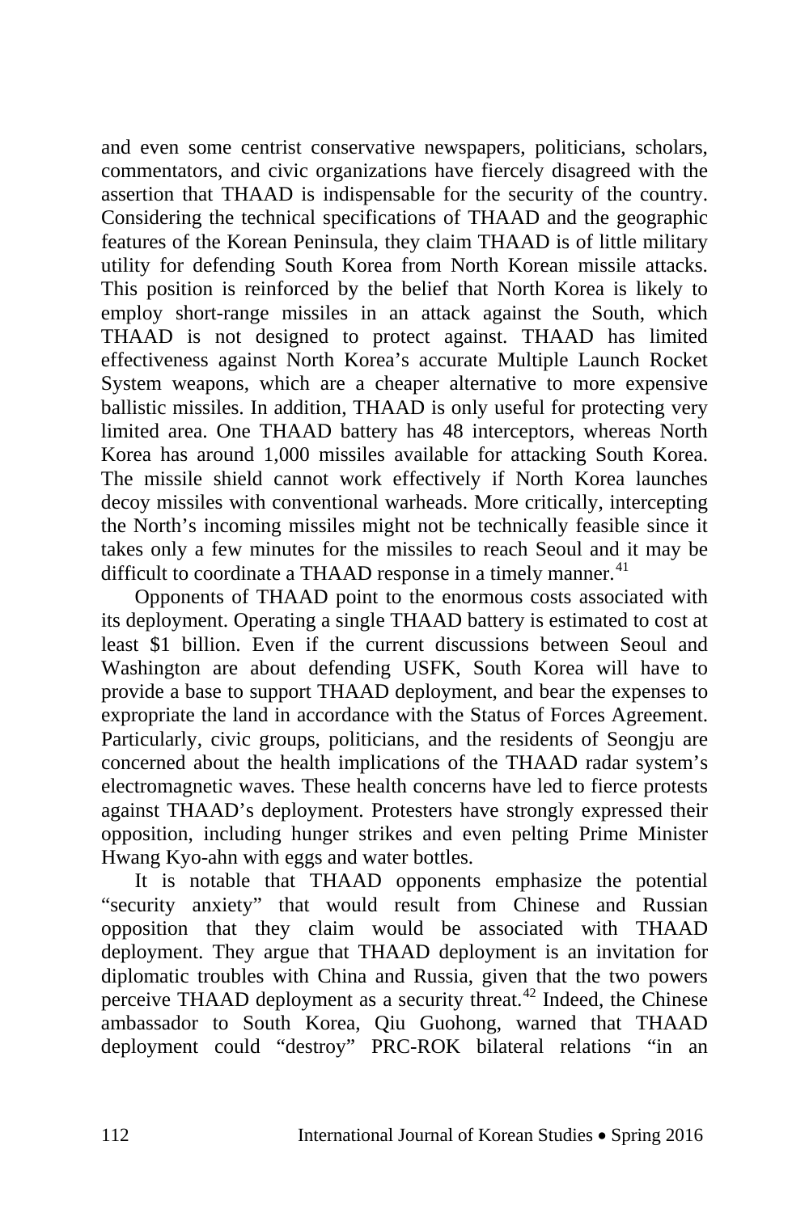and even some centrist conservative newspapers, politicians, scholars, commentators, and civic organizations have fiercely disagreed with the assertion that THAAD is indispensable for the security of the country. Considering the technical specifications of THAAD and the geographic features of the Korean Peninsula, they claim THAAD is of little military utility for defending South Korea from North Korean missile attacks. This position is reinforced by the belief that North Korea is likely to employ short-range missiles in an attack against the South, which THAAD is not designed to protect against. THAAD has limited effectiveness against North Korea's accurate Multiple Launch Rocket System weapons, which are a cheaper alternative to more expensive ballistic missiles. In addition, THAAD is only useful for protecting very limited area. One THAAD battery has 48 interceptors, whereas North Korea has around 1,000 missiles available for attacking South Korea. The missile shield cannot work effectively if North Korea launches decoy missiles with conventional warheads. More critically, intercepting the North's incoming missiles might not be technically feasible since it takes only a few minutes for the missiles to reach Seoul and it may be difficult to coordinate a THAAD response in a timely manner.[41]

Opponents of THAAD point to the enormous costs associated with its deployment. Operating a single THAAD battery is estimated to cost at least $1 billion. Even if the current discussions between Seoul and Washington are about defending USFK, South Korea will have to provide a base to support THAAD deployment, and bear the expenses to expropriate the land in accordance with the Status of Forces Agreement. Particularly, civic groups, politicians, and the residents of Seongju are concerned about the health implications of the THAAD radar system's electromagnetic waves. These health concerns have led to fierce protests against THAAD's deployment. Protesters have strongly expressed their opposition, including hunger strikes and even pelting Prime Minister Hwang Kyo-ahn with eggs and water bottles.

It is notable that THAAD opponents emphasize the potential "security anxiety" that would result from Chinese and Russian opposition that they claim would be associated with THAAD deployment. They argue that THAAD deployment is an invitation for diplomatic troubles with China and Russia, given that the two powers perceive THAAD deployment as a security threat.[42] Indeed, the Chinese ambassador to South Korea, Qiu Guohong, warned that THAAD deployment could "destroy" PRC-ROK bilateral relations "in an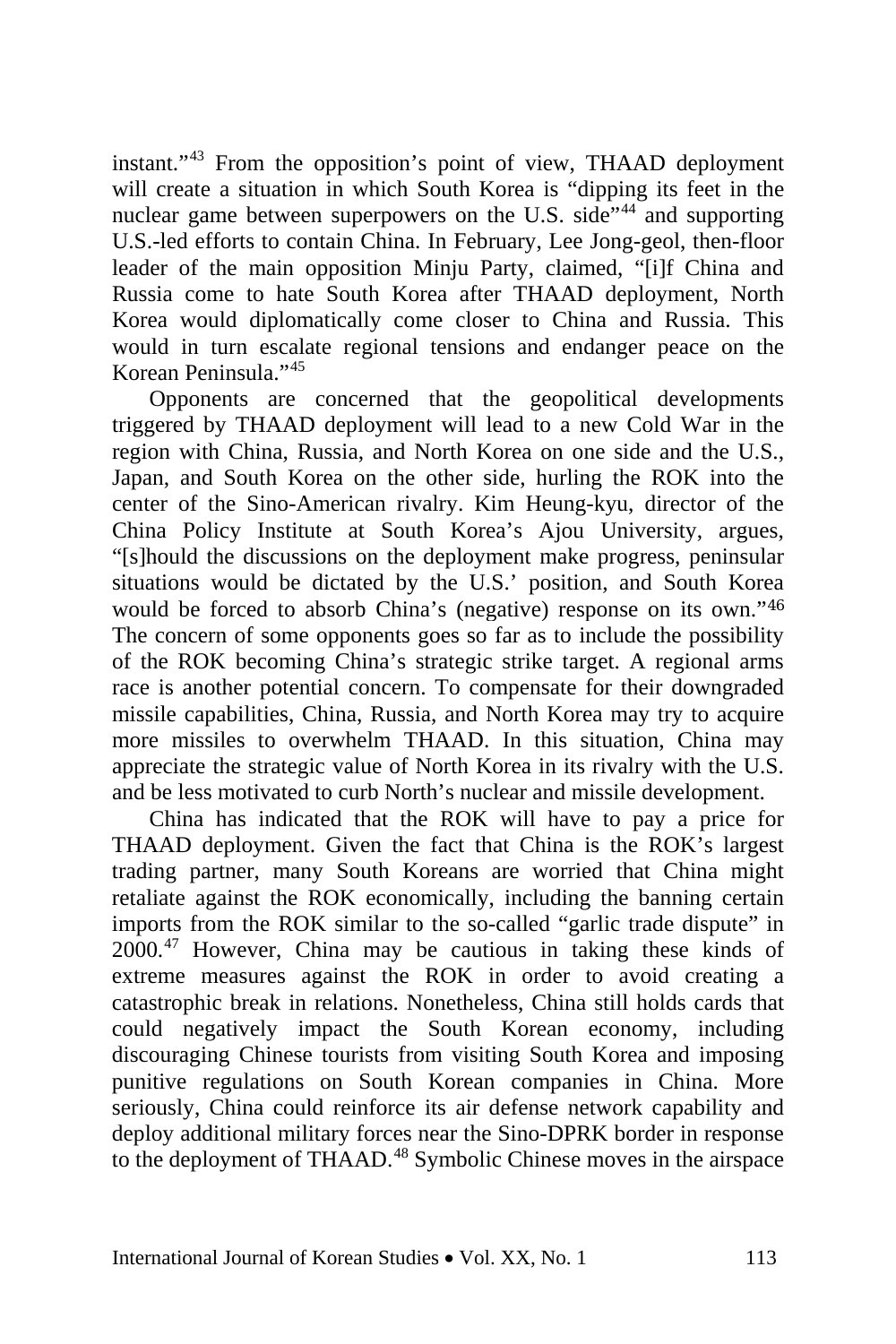instant."[43] From the opposition's point of view, THAAD deployment will create a situation in which South Korea is "dipping its feet in the nuclear game between superpowers on the U.S. side"[44] and supporting U.S.-led efforts to contain China. In February, Lee Jong-geol, then-floor leader of the main opposition Minju Party, claimed, "[i]f China and Russia come to hate South Korea after THAAD deployment, North Korea would diplomatically come closer to China and Russia. This would in turn escalate regional tensions and endanger peace on the Korean Peninsula."[45]

Opponents are concerned that the geopolitical developments triggered by THAAD deployment will lead to a new Cold War in the region with China, Russia, and North Korea on one side and the U.S., Japan, and South Korea on the other side, hurling the ROK into the center of the Sino-American rivalry. Kim Heung-kyu, director of the China Policy Institute at South Korea's Ajou University, argues, "[s]hould the discussions on the deployment make progress, peninsular situations would be dictated by the U.S.' position, and South Korea would be forced to absorb China's (negative) response on its own."[46] The concern of some opponents goes so far as to include the possibility of the ROK becoming China's strategic strike target. A regional arms race is another potential concern. To compensate for their downgraded missile capabilities, China, Russia, and North Korea may try to acquire more missiles to overwhelm THAAD. In this situation, China may appreciate the strategic value of North Korea in its rivalry with the U.S. and be less motivated to curb North's nuclear and missile development.

China has indicated that the ROK will have to pay a price for THAAD deployment. Given the fact that China is the ROK's largest trading partner, many South Koreans are worried that China might retaliate against the ROK economically, including the banning certain imports from the ROK similar to the so-called "garlic trade dispute" in 2000.[47] However, China may be cautious in taking these kinds of extreme measures against the ROK in order to avoid creating a catastrophic break in relations. Nonetheless, China still holds cards that could negatively impact the South Korean economy, including discouraging Chinese tourists from visiting South Korea and imposing punitive regulations on South Korean companies in China. More seriously, China could reinforce its air defense network capability and deploy additional military forces near the Sino-DPRK border in response to the deployment of THAAD.[48] Symbolic Chinese moves in the airspace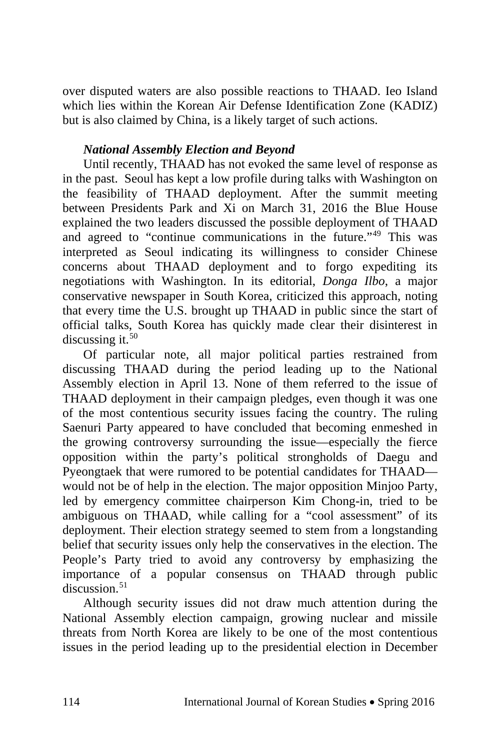over disputed waters are also possible reactions to THAAD. Ieo Island which lies within the Korean Air Defense Identification Zone (KADIZ) but is also claimed by China, is a likely target of such actions.

### *National Assembly Election and Beyond*

Until recently, THAAD has not evoked the same level of response as in the past. Seoul has kept a low profile during talks with Washington on the feasibility of THAAD deployment. After the summit meeting between Presidents Park and Xi on March 31, 2016 the Blue House explained the two leaders discussed the possible deployment of THAAD and agreed to "continue communications in the future."[49] This was interpreted as Seoul indicating its willingness to consider Chinese concerns about THAAD deployment and to forgo expediting its negotiations with Washington. In its editorial, *Donga Ilbo*, a major conservative newspaper in South Korea, criticized this approach, noting that every time the U.S. brought up THAAD in public since the start of official talks, South Korea has quickly made clear their disinterest in discussing it.[50]

Of particular note, all major political parties restrained from discussing THAAD during the period leading up to the National Assembly election in April 13. None of them referred to the issue of THAAD deployment in their campaign pledges, even though it was one of the most contentious security issues facing the country. The ruling Saenuri Party appeared to have concluded that becoming enmeshed in the growing controversy surrounding the issue—especially the fierce opposition within the party's political strongholds of Daegu and Pyeongtaek that were rumored to be potential candidates for THAAD—would not be of help in the election. The major opposition Minjoo Party, led by emergency committee chairperson Kim Chong-in, tried to be ambiguous on THAAD, while calling for a "cool assessment" of its deployment. Their election strategy seemed to stem from a longstanding belief that security issues only help the conservatives in the election. The People's Party tried to avoid any controversy by emphasizing the importance of a popular consensus on THAAD through public discussion.[51]

Although security issues did not draw much attention during the National Assembly election campaign, growing nuclear and missile threats from North Korea are likely to be one of the most contentious issues in the period leading up to the presidential election in December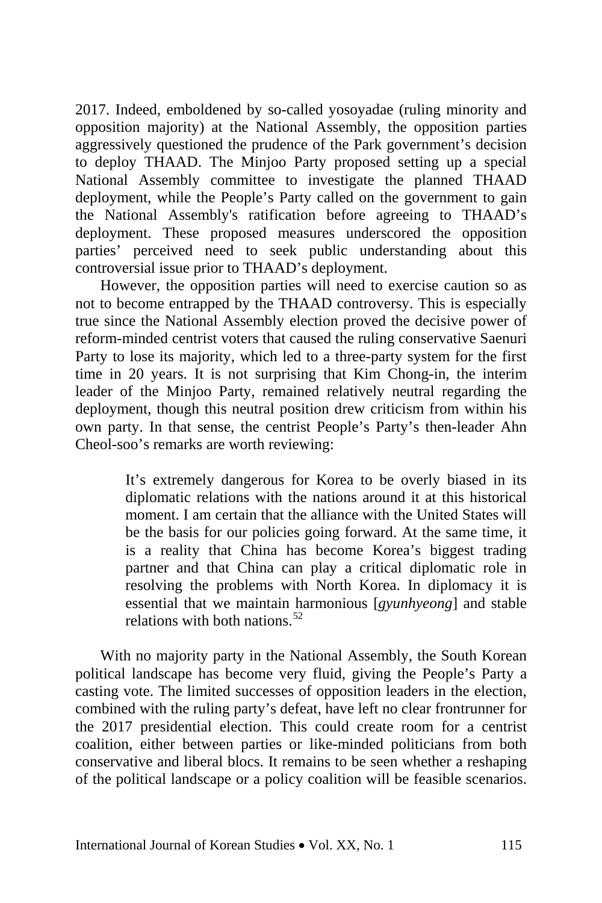2017. Indeed, emboldened by so-called yosoyadae (ruling minority and opposition majority) at the National Assembly, the opposition parties aggressively questioned the prudence of the Park government's decision to deploy THAAD. The Minjoo Party proposed setting up a special National Assembly committee to investigate the planned THAAD deployment, while the People's Party called on the government to gain the National Assembly's ratification before agreeing to THAAD's deployment. These proposed measures underscored the opposition parties' perceived need to seek public understanding about this controversial issue prior to THAAD's deployment.

However, the opposition parties will need to exercise caution so as not to become entrapped by the THAAD controversy. This is especially true since the National Assembly election proved the decisive power of reform-minded centrist voters that caused the ruling conservative Saenuri Party to lose its majority, which led to a three-party system for the first time in 20 years. It is not surprising that Kim Chong-in, the interim leader of the Minjoo Party, remained relatively neutral regarding the deployment, though this neutral position drew criticism from within his own party. In that sense, the centrist People's Party's then-leader Ahn Cheol-soo's remarks are worth reviewing:

> It's extremely dangerous for Korea to be overly biased in its diplomatic relations with the nations around it at this historical moment. I am certain that the alliance with the United States will be the basis for our policies going forward. At the same time, it is a reality that China has become Korea's biggest trading partner and that China can play a critical diplomatic role in resolving the problems with North Korea. In diplomacy it is essential that we maintain harmonious [*gyunhyeong*] and stable relations with both nations.[52]

With no majority party in the National Assembly, the South Korean political landscape has become very fluid, giving the People's Party a casting vote. The limited successes of opposition leaders in the election, combined with the ruling party's defeat, have left no clear frontrunner for the 2017 presidential election. This could create room for a centrist coalition, either between parties or like-minded politicians from both conservative and liberal blocs. It remains to be seen whether a reshaping of the political landscape or a policy coalition will be feasible scenarios.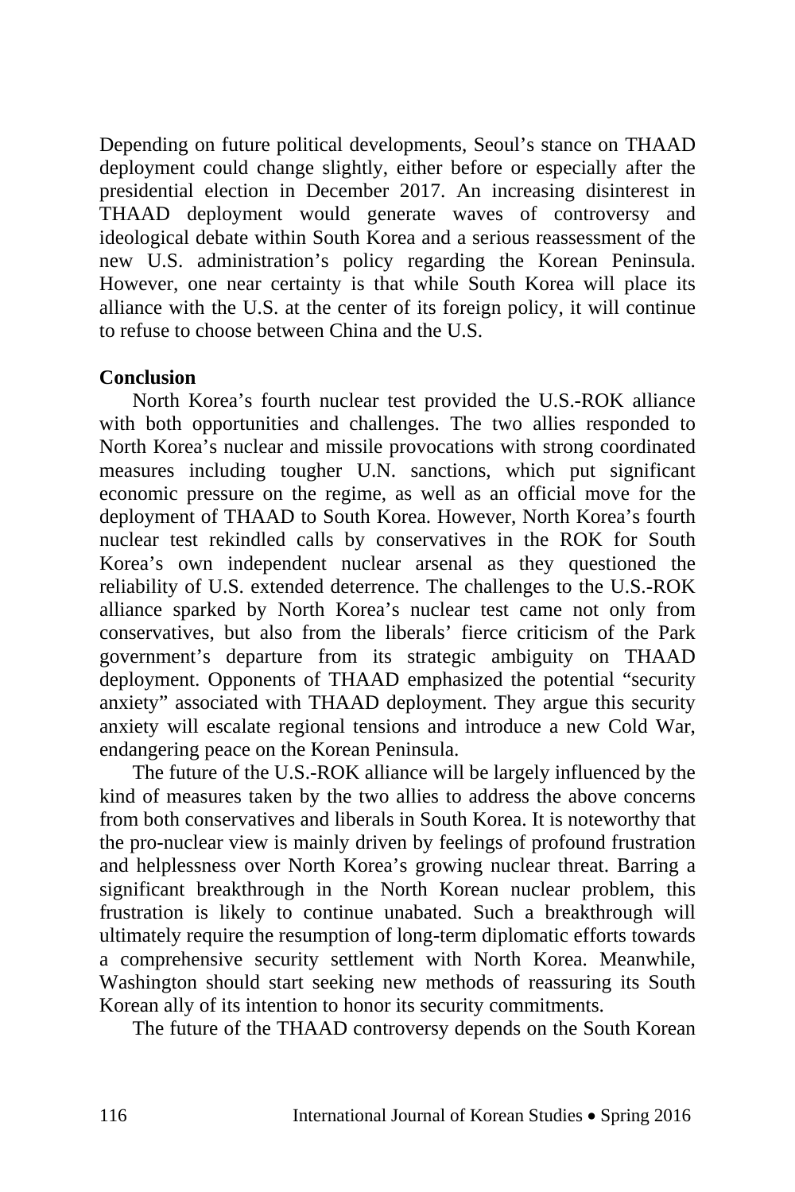Depending on future political developments, Seoul's stance on THAAD deployment could change slightly, either before or especially after the presidential election in December 2017. An increasing disinterest in THAAD deployment would generate waves of controversy and ideological debate within South Korea and a serious reassessment of the new U.S. administration's policy regarding the Korean Peninsula. However, one near certainty is that while South Korea will place its alliance with the U.S. at the center of its foreign policy, it will continue to refuse to choose between China and the U.S.

**Conclusion**

North Korea's fourth nuclear test provided the U.S.-ROK alliance with both opportunities and challenges. The two allies responded to North Korea's nuclear and missile provocations with strong coordinated measures including tougher U.N. sanctions, which put significant economic pressure on the regime, as well as an official move for the deployment of THAAD to South Korea. However, North Korea's fourth nuclear test rekindled calls by conservatives in the ROK for South Korea's own independent nuclear arsenal as they questioned the reliability of U.S. extended deterrence. The challenges to the U.S.-ROK alliance sparked by North Korea's nuclear test came not only from conservatives, but also from the liberals' fierce criticism of the Park government's departure from its strategic ambiguity on THAAD deployment. Opponents of THAAD emphasized the potential "security anxiety" associated with THAAD deployment. They argue this security anxiety will escalate regional tensions and introduce a new Cold War, endangering peace on the Korean Peninsula.

The future of the U.S.-ROK alliance will be largely influenced by the kind of measures taken by the two allies to address the above concerns from both conservatives and liberals in South Korea. It is noteworthy that the pro-nuclear view is mainly driven by feelings of profound frustration and helplessness over North Korea's growing nuclear threat. Barring a significant breakthrough in the North Korean nuclear problem, this frustration is likely to continue unabated. Such a breakthrough will ultimately require the resumption of long-term diplomatic efforts towards a comprehensive security settlement with North Korea. Meanwhile, Washington should start seeking new methods of reassuring its South Korean ally of its intention to honor its security commitments.

The future of the THAAD controversy depends on the South Korean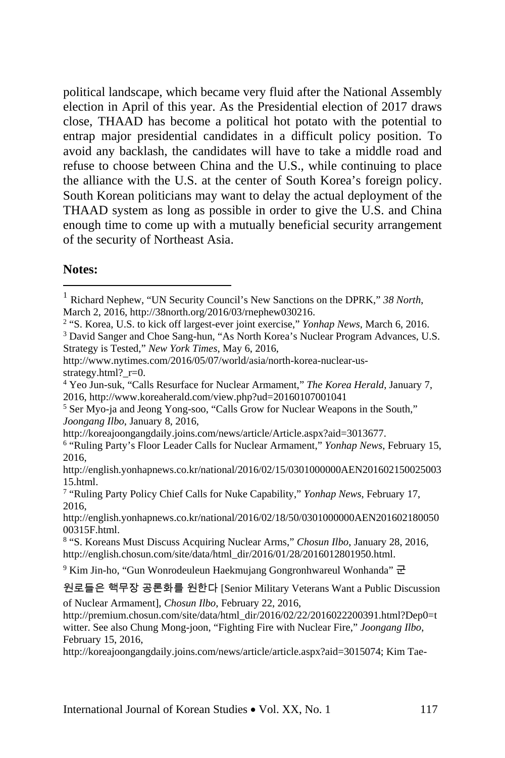political landscape, which became very fluid after the National Assembly election in April of this year. As the Presidential election of 2017 draws close, THAAD has become a political hot potato with the potential to entrap major presidential candidates in a difficult policy position. To avoid any backlash, the candidates will have to take a middle road and refuse to choose between China and the U.S., while continuing to place the alliance with the U.S. at the center of South Korea's foreign policy. South Korean politicians may want to delay the actual deployment of the THAAD system as long as possible in order to give the U.S. and China enough time to come up with a mutually beneficial security arrangement of the security of Northeast Asia.

**Notes:**

[1] Richard Nephew, "UN Security Council's New Sanctions on the DPRK," *38 North*, March 2, 2016, http://38north.org/2016/03/rnephew030216.

[2] "S. Korea, U.S. to kick off largest-ever joint exercise," *Yonhap News*, March 6, 2016.

[3] David Sanger and Choe Sang-hun, "As North Korea's Nuclear Program Advances, U.S. Strategy is Tested," *New York Times*, May 6, 2016, http://www.nytimes.com/2016/05/07/world/asia/north-korea-nuclear-us-strategy.html?_r=0.

[4] Yeo Jun-suk, "Calls Resurface for Nuclear Armament," *The Korea Herald*, January 7, 2016, http://www.koreaherald.com/view.php?ud=20160107001041

[5] Ser Myo-ja and Jeong Yong-soo, "Calls Grow for Nuclear Weapons in the South," *Joongang Ilbo*, January 8, 2016, http://koreajoongangdaily.joins.com/news/article/Article.aspx?aid=3013677.

[6] "Ruling Party's Floor Leader Calls for Nuclear Armament," *Yonhap News*, February 15, 2016, http://english.yonhapnews.co.kr/national/2016/02/15/0301000000AEN20160215002500315.html.

[7] "Ruling Party Policy Chief Calls for Nuke Capability," *Yonhap News*, February 17, 2016, http://english.yonhapnews.co.kr/national/2016/02/18/50/0301000000AEN20160218005000315F.html.

[8] "S. Koreans Must Discuss Acquiring Nuclear Arms," *Chosun Ilbo*, January 28, 2016, http://english.chosun.com/site/data/html_dir/2016/01/28/2016012801950.html.

[9] Kim Jin-ho, "Gun Wonrodeuleun Haekmujang Gongronhwareul Wonhanda" 군 원로들은 핵무장 공론화를 원한다 [Senior Military Veterans Want a Public Discussion of Nuclear Armament], *Chosun Ilbo*, February 22, 2016, http://premium.chosun.com/site/data/html_dir/2016/02/22/2016022200391.html?Dep0=twitter. See also Chung Mong-joon, "Fighting Fire with Nuclear Fire," *Joongang Ilbo*, February 15, 2016, http://koreajoongangdaily.joins.com/news/article/article.aspx?aid=3015074; Kim Tae-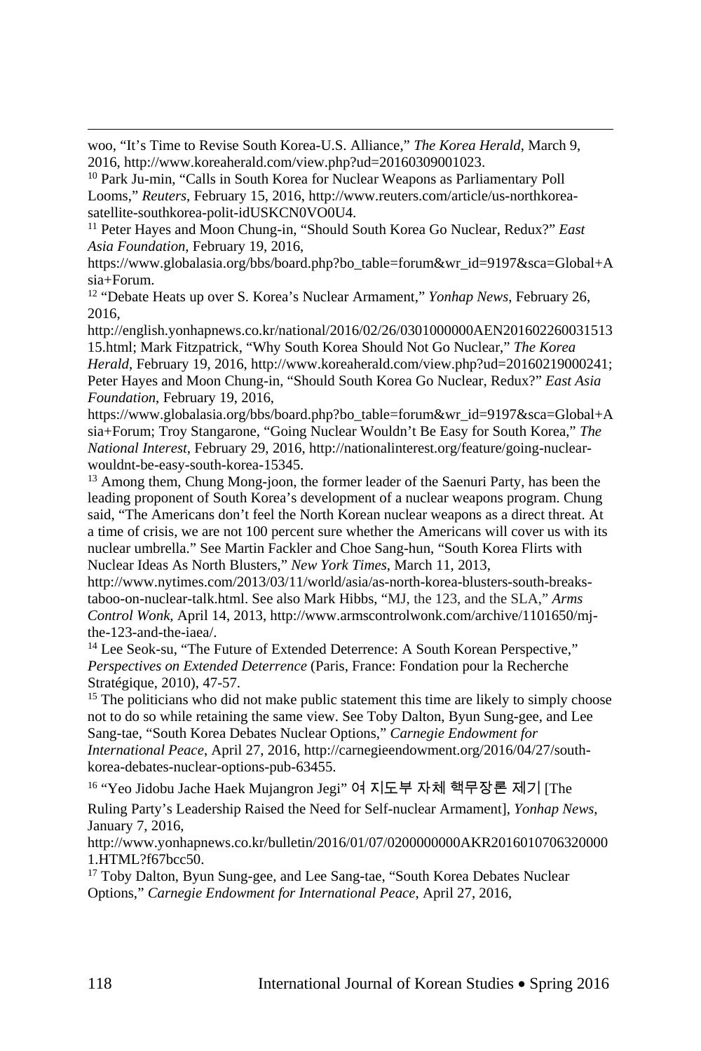woo, "It's Time to Revise South Korea-U.S. Alliance," *The Korea Herald*, March 9, 2016, http://www.koreaherald.com/view.php?ud=20160309001023.

[10] Park Ju-min, "Calls in South Korea for Nuclear Weapons as Parliamentary Poll Looms," *Reuters*, February 15, 2016, http://www.reuters.com/article/us-northkorea-satellite-southkorea-polit-idUSKCN0VO0U4.

[11] Peter Hayes and Moon Chung-in, "Should South Korea Go Nuclear, Redux?" *East Asia Foundation*, February 19, 2016, https://www.globalasia.org/bbs/board.php?bo_table=forum&wr_id=9197&sca=Global+Asia+Forum.

[12] "Debate Heats up over S. Korea's Nuclear Armament," *Yonhap News*, February 26, 2016, http://english.yonhapnews.co.kr/national/2016/02/26/0301000000AEN20160226003151315.html; Mark Fitzpatrick, "Why South Korea Should Not Go Nuclear," *The Korea Herald*, February 19, 2016, http://www.koreaherald.com/view.php?ud=20160219000241; Peter Hayes and Moon Chung-in, "Should South Korea Go Nuclear, Redux?" *East Asia Foundation*, February 19, 2016, https://www.globalasia.org/bbs/board.php?bo_table=forum&wr_id=9197&sca=Global+Asia+Forum; Troy Stangarone, "Going Nuclear Wouldn't Be Easy for South Korea," *The National Interest*, February 29, 2016, http://nationalinterest.org/feature/going-nuclear-wouldnt-be-easy-south-korea-15345.

[13] Among them, Chung Mong-joon, the former leader of the Saenuri Party, has been the leading proponent of South Korea's development of a nuclear weapons program. Chung said, "The Americans don't feel the North Korean nuclear weapons as a direct threat. At a time of crisis, we are not 100 percent sure whether the Americans will cover us with its nuclear umbrella." See Martin Fackler and Choe Sang-hun, "South Korea Flirts with Nuclear Ideas As North Blusters," *New York Times*, March 11, 2013, http://www.nytimes.com/2013/03/11/world/asia/as-north-korea-blusters-south-breaks-taboo-on-nuclear-talk.html. See also Mark Hibbs, "MJ, the 123, and the SLA," *Arms Control Wonk*, April 14, 2013, http://www.armscontrolwonk.com/archive/1101650/mj-the-123-and-the-iaea/.

[14] Lee Seok-su, "The Future of Extended Deterrence: A South Korean Perspective," *Perspectives on Extended Deterrence* (Paris, France: Fondation pour la Recherche Stratégique, 2010), 47-57.

[15] The politicians who did not make public statement this time are likely to simply choose not to do so while retaining the same view. See Toby Dalton, Byun Sung-gee, and Lee Sang-tae, "South Korea Debates Nuclear Options," *Carnegie Endowment for International Peace*, April 27, 2016, http://carnegieendowment.org/2016/04/27/south-korea-debates-nuclear-options-pub-63455.

[16] "Yeo Jidobu Jache Haek Mujangron Jegi" 여 지도부 자체 핵무장론 제기 [The Ruling Party's Leadership Raised the Need for Self-nuclear Armament], *Yonhap News*, January 7, 2016, http://www.yonhapnews.co.kr/bulletin/2016/01/07/0200000000AKR20160107063200001.HTML?f67bcc50.

[17] Toby Dalton, Byun Sung-gee, and Lee Sang-tae, "South Korea Debates Nuclear Options," *Carnegie Endowment for International Peace*, April 27, 2016,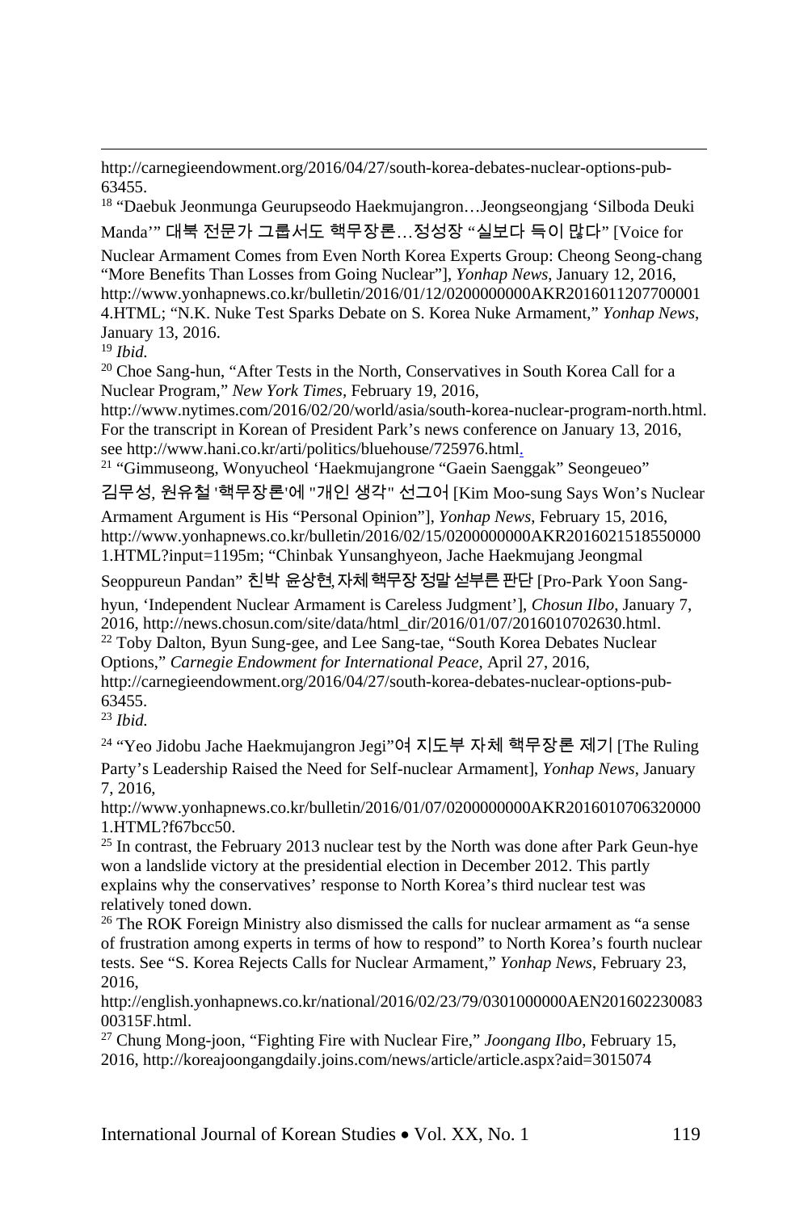http://carnegieendowment.org/2016/04/27/south-korea-debates-nuclear-options-pub-63455.

[18] "Daebuk Jeonmunga Geurupseodo Haekmujangron…Jeongseongjang 'Silboda Deuki Manda'" 대북 전문가 그룹서도 핵무장론…정성장 "실보다 득이 많다" [Voice for Nuclear Armament Comes from Even North Korea Experts Group: Cheong Seong-chang "More Benefits Than Losses from Going Nuclear"], *Yonhap News*, January 12, 2016, http://www.yonhapnews.co.kr/bulletin/2016/01/12/0200000000AKR20160112077000014.HTML; "N.K. Nuke Test Sparks Debate on S. Korea Nuke Armament," *Yonhap News*, January 13, 2016.

[19] *Ibid.*

[20] Choe Sang-hun, "After Tests in the North, Conservatives in South Korea Call for a Nuclear Program," *New York Times*, February 19, 2016, http://www.nytimes.com/2016/02/20/world/asia/south-korea-nuclear-program-north.html. For the transcript in Korean of President Park's news conference on January 13, 2016, see http://www.hani.co.kr/arti/politics/bluehouse/725976.html.

[21] "Gimmuseong, Wonyucheol 'Haekmujangrone "Gaein Saenggak" Seongeueo" 김무성, 원유철 '핵무장론'에 "개인 생각" 선그어 [Kim Moo-sung Says Won's Nuclear Armament Argument is His "Personal Opinion"], *Yonhap News*, February 15, 2016, http://www.yonhapnews.co.kr/bulletin/2016/02/15/0200000000AKR20160215185500001.HTML?input=1195m; "Chinbak Yunsanghyeon, Jache Haekmujang Jeongmal Seoppureun Pandan" 친박 윤상현, 자체 핵무장 정말 섣부른 판단 [Pro-Park Yoon Sang-hyun, 'Independent Nuclear Armament is Careless Judgment'], *Chosun Ilbo*, January 7, 2016, http://news.chosun.com/site/data/html_dir/2016/01/07/2016010702630.html.

[22] Toby Dalton, Byun Sung-gee, and Lee Sang-tae, "South Korea Debates Nuclear Options," *Carnegie Endowment for International Peace*, April 27, 2016, http://carnegieendowment.org/2016/04/27/south-korea-debates-nuclear-options-pub-63455.

[23] *Ibid.*

[24] "Yeo Jidobu Jache Haekmujangron Jegi"여 지도부 자체 핵무장론 제기 [The Ruling Party's Leadership Raised the Need for Self-nuclear Armament], *Yonhap News*, January 7, 2016, http://www.yonhapnews.co.kr/bulletin/2016/01/07/0200000000AKR20160107063200001.HTML?f67bcc50.

[25] In contrast, the February 2013 nuclear test by the North was done after Park Geun-hye won a landslide victory at the presidential election in December 2012. This partly explains why the conservatives' response to North Korea's third nuclear test was relatively toned down.

[26] The ROK Foreign Ministry also dismissed the calls for nuclear armament as "a sense of frustration among experts in terms of how to respond" to North Korea's fourth nuclear tests. See "S. Korea Rejects Calls for Nuclear Armament," *Yonhap News*, February 23, 2016, http://english.yonhapnews.co.kr/national/2016/02/23/79/0301000000AEN20160223008300315F.html.

[27] Chung Mong-joon, "Fighting Fire with Nuclear Fire," *Joongang Ilbo*, February 15, 2016, http://koreajoongangdaily.joins.com/news/article/article.aspx?aid=3015074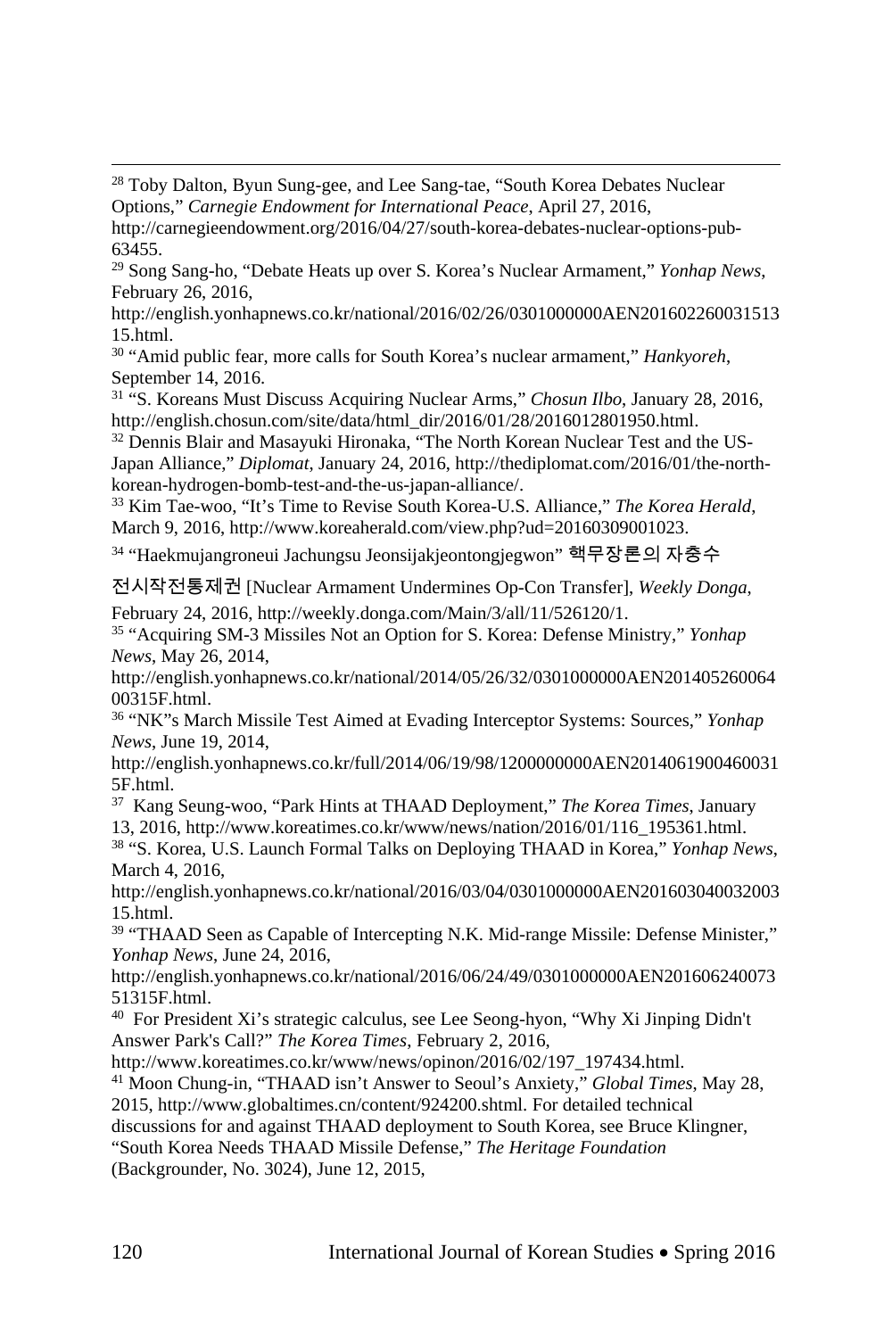[28] Toby Dalton, Byun Sung-gee, and Lee Sang-tae, "South Korea Debates Nuclear Options," *Carnegie Endowment for International Peace*, April 27, 2016, http://carnegieendowment.org/2016/04/27/south-korea-debates-nuclear-options-pub-63455.

[29] Song Sang-ho, "Debate Heats up over S. Korea's Nuclear Armament," *Yonhap News*, February 26, 2016, http://english.yonhapnews.co.kr/national/2016/02/26/0301000000AEN20160226003151315.html.

[30] "Amid public fear, more calls for South Korea's nuclear armament," *Hankyoreh*, September 14, 2016.

[31] "S. Koreans Must Discuss Acquiring Nuclear Arms," *Chosun Ilbo*, January 28, 2016, http://english.chosun.com/site/data/html_dir/2016/01/28/2016012801950.html.

[32] Dennis Blair and Masayuki Hironaka, "The North Korean Nuclear Test and the US-Japan Alliance," *Diplomat*, January 24, 2016, http://thediplomat.com/2016/01/the-north-korean-hydrogen-bomb-test-and-the-us-japan-alliance/.

[33] Kim Tae-woo, "It's Time to Revise South Korea-U.S. Alliance," *The Korea Herald*, March 9, 2016, http://www.koreaherald.com/view.php?ud=20160309001023.

[34] "Haekmujangroneui Jachungsu Jeonsijakjeontongjegwon" 핵무장론의 자충수 전시작전통제권 [Nuclear Armament Undermines Op-Con Transfer], *Weekly Donga*, February 24, 2016, http://weekly.donga.com/Main/3/all/11/526120/1.

[35] "Acquiring SM-3 Missiles Not an Option for S. Korea: Defense Ministry," *Yonhap News*, May 26, 2014, http://english.yonhapnews.co.kr/national/2014/05/26/32/0301000000AEN20140526006400315F.html.

[36] "NK"s March Missile Test Aimed at Evading Interceptor Systems: Sources," *Yonhap News*, June 19, 2014, http://english.yonhapnews.co.kr/full/2014/06/19/98/1200000000AEN20140619004600315F.html.

[37] Kang Seung-woo, "Park Hints at THAAD Deployment," *The Korea Times*, January 13, 2016, http://www.koreatimes.co.kr/www/news/nation/2016/01/116_195361.html.

[38] "S. Korea, U.S. Launch Formal Talks on Deploying THAAD in Korea," *Yonhap News*, March 4, 2016, http://english.yonhapnews.co.kr/national/2016/03/04/0301000000AEN20160304003200315.html.

[39] "THAAD Seen as Capable of Intercepting N.K. Mid-range Missile: Defense Minister," *Yonhap News*, June 24, 2016, http://english.yonhapnews.co.kr/national/2016/06/24/49/0301000000AEN20160624007351315F.html.

[40] For President Xi's strategic calculus, see Lee Seong-hyon, "Why Xi Jinping Didn't Answer Park's Call?" *The Korea Times*, February 2, 2016, http://www.koreatimes.co.kr/www/news/opinon/2016/02/197_197434.html.

[41] Moon Chung-in, "THAAD isn't Answer to Seoul's Anxiety," *Global Times*, May 28, 2015, http://www.globaltimes.cn/content/924200.shtml. For detailed technical discussions for and against THAAD deployment to South Korea, see Bruce Klingner, "South Korea Needs THAAD Missile Defense," *The Heritage Foundation* (Backgrounder, No. 3024), June 12, 2015,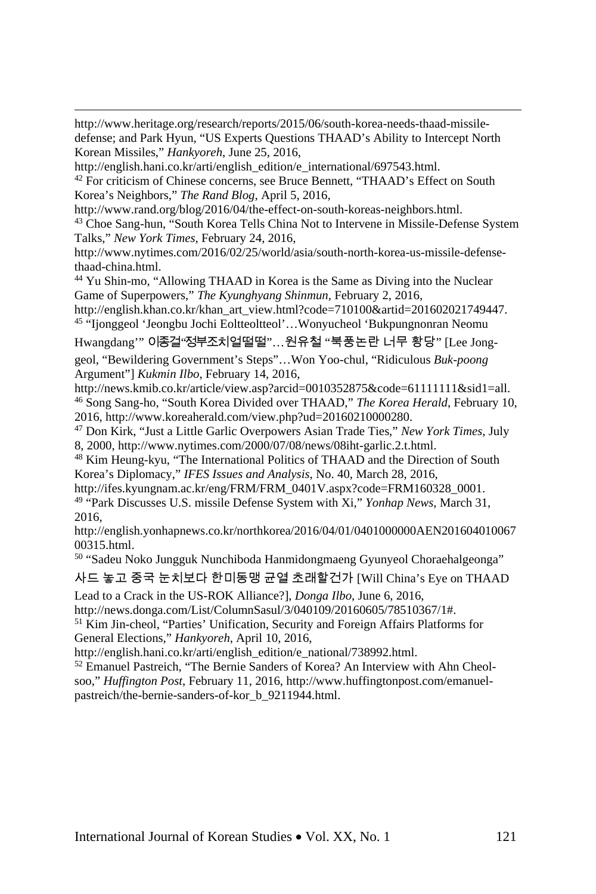http://www.heritage.org/research/reports/2015/06/south-korea-needs-thaad-missile-defense; and Park Hyun, "US Experts Questions THAAD's Ability to Intercept North Korean Missiles," *Hankyoreh*, June 25, 2016, http://english.hani.co.kr/arti/english_edition/e_international/697543.html.

[42] For criticism of Chinese concerns, see Bruce Bennett, "THAAD's Effect on South Korea's Neighbors," *The Rand Blog*, April 5, 2016, http://www.rand.org/blog/2016/04/the-effect-on-south-koreas-neighbors.html.

[43] Choe Sang-hun, "South Korea Tells China Not to Intervene in Missile-Defense System Talks," *New York Times*, February 24, 2016, http://www.nytimes.com/2016/02/25/world/asia/south-north-korea-us-missile-defense-thaad-china.html.

[44] Yu Shin-mo, "Allowing THAAD in Korea is the Same as Diving into the Nuclear Game of Superpowers," *The Kyunghyang Shinmun*, February 2, 2016, http://english.khan.co.kr/khan_art_view.html?code=710100&artid=201602021749447.

[45] "Ijonggeol 'Jeongbu Jochi Eoltteoltteol'…Wonyucheol 'Bukpungnonran Neomu Hwangdang'" 이종걸"정부조치얼떨떨"…원유철 "북풍논란 너무 황당" [Lee Jong-geol, "Bewildering Government's Steps"…Won Yoo-chul, "Ridiculous *Buk-poong* Argument"] *Kukmin Ilbo*, February 14, 2016, http://news.kmib.co.kr/article/view.asp?arcid=0010352875&code=61111111&sid1=all.

[46] Song Sang-ho, "South Korea Divided over THAAD," *The Korea Herald*, February 10, 2016, http://www.koreaherald.com/view.php?ud=20160210000280.

[47] Don Kirk, "Just a Little Garlic Overpowers Asian Trade Ties," *New York Times*, July 8, 2000, http://www.nytimes.com/2000/07/08/news/08iht-garlic.2.t.html.

[48] Kim Heung-kyu, "The International Politics of THAAD and the Direction of South Korea's Diplomacy," *IFES Issues and Analysis*, No. 40, March 28, 2016, http://ifes.kyungnam.ac.kr/eng/FRM/FRM_0401V.aspx?code=FRM160328_0001.

[49] "Park Discusses U.S. missile Defense System with Xi," *Yonhap News*, March 31, 2016, http://english.yonhapnews.co.kr/northkorea/2016/04/01/0401000000AEN20160401006700315.html.

[50] "Sadeu Noko Jungguk Nunchiboda Hanmidongmaeng Gyunyeol Choraehalgeonga" 사드 놓고 중국 눈치보다 한미동맹 균열 초래할건가 [Will China's Eye on THAAD Lead to a Crack in the US-ROK Alliance?], *Donga Ilbo*, June 6, 2016, http://news.donga.com/List/ColumnSasul/3/040109/20160605/78510367/1#.

[51] Kim Jin-cheol, "Parties' Unification, Security and Foreign Affairs Platforms for General Elections," *Hankyoreh*, April 10, 2016, http://english.hani.co.kr/arti/english_edition/e_national/738992.html.

[52] Emanuel Pastreich, "The Bernie Sanders of Korea? An Interview with Ahn Cheol-soo," *Huffington Post*, February 11, 2016, http://www.huffingtonpost.com/emanuel-pastreich/the-bernie-sanders-of-kor_b_9211944.html.